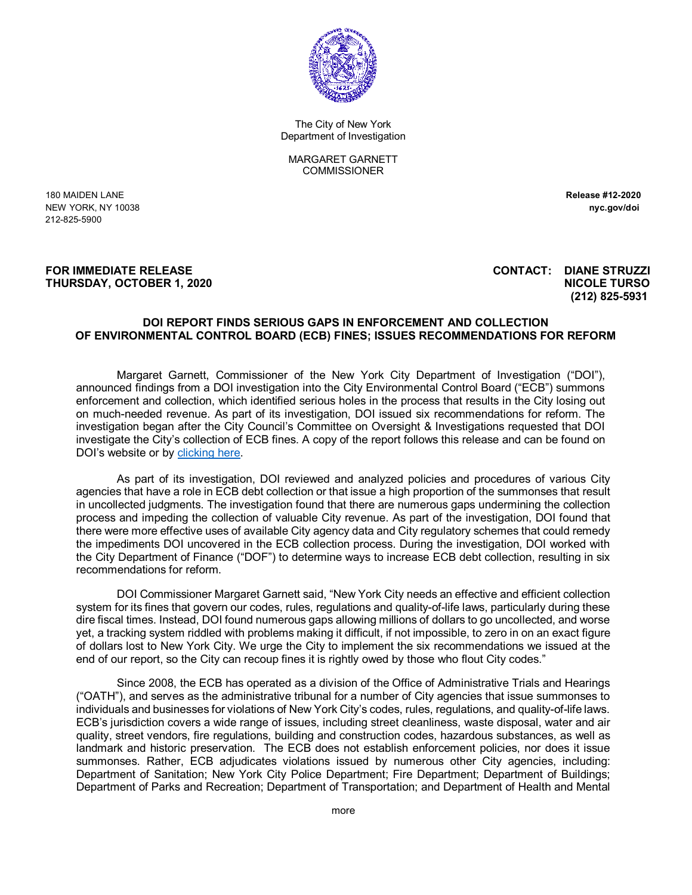The City of New York
Department of Investigation

MARGARET GARNETT
COMMISSIONER

180 MAIDEN LANE
NEW YORK, NY 10038
212-825-5900

**Release #12-2020**
**nyc.gov/doi**

**FOR IMMEDIATE RELEASE**
**THURSDAY, OCTOBER 1, 2020**

**CONTACT: DIANE STRUZZI**
**NICOLE TURSO**
**(212) 825-5931**

## DOI REPORT FINDS SERIOUS GAPS IN ENFORCEMENT AND COLLECTION OF ENVIRONMENTAL CONTROL BOARD (ECB) FINES; ISSUES RECOMMENDATIONS FOR REFORM

Margaret Garnett, Commissioner of the New York City Department of Investigation ("DOI"), announced findings from a DOI investigation into the City Environmental Control Board ("ECB") summons enforcement and collection, which identified serious holes in the process that results in the City losing out on much-needed revenue. As part of its investigation, DOI issued six recommendations for reform. The investigation began after the City Council's Committee on Oversight & Investigations requested that DOI investigate the City's collection of ECB fines. A copy of the report follows this release and can be found on DOI's website or by clicking here.

As part of its investigation, DOI reviewed and analyzed policies and procedures of various City agencies that have a role in ECB debt collection or that issue a high proportion of the summonses that result in uncollected judgments. The investigation found that there are numerous gaps undermining the collection process and impeding the collection of valuable City revenue. As part of the investigation, DOI found that there were more effective uses of available City agency data and City regulatory schemes that could remedy the impediments DOI uncovered in the ECB collection process. During the investigation, DOI worked with the City Department of Finance ("DOF") to determine ways to increase ECB debt collection, resulting in six recommendations for reform.

DOI Commissioner Margaret Garnett said, "New York City needs an effective and efficient collection system for its fines that govern our codes, rules, regulations and quality-of-life laws, particularly during these dire fiscal times. Instead, DOI found numerous gaps allowing millions of dollars to go uncollected, and worse yet, a tracking system riddled with problems making it difficult, if not impossible, to zero in on an exact figure of dollars lost to New York City. We urge the City to implement the six recommendations we issued at the end of our report, so the City can recoup fines it is rightly owed by those who flout City codes."

Since 2008, the ECB has operated as a division of the Office of Administrative Trials and Hearings ("OATH"), and serves as the administrative tribunal for a number of City agencies that issue summonses to individuals and businesses for violations of New York City's codes, rules, regulations, and quality-of-life laws. ECB's jurisdiction covers a wide range of issues, including street cleanliness, waste disposal, water and air quality, street vendors, fire regulations, building and construction codes, hazardous substances, as well as landmark and historic preservation. The ECB does not establish enforcement policies, nor does it issue summonses. Rather, ECB adjudicates violations issued by numerous other City agencies, including: Department of Sanitation; New York City Police Department; Fire Department; Department of Buildings; Department of Parks and Recreation; Department of Transportation; and Department of Health and Mental

more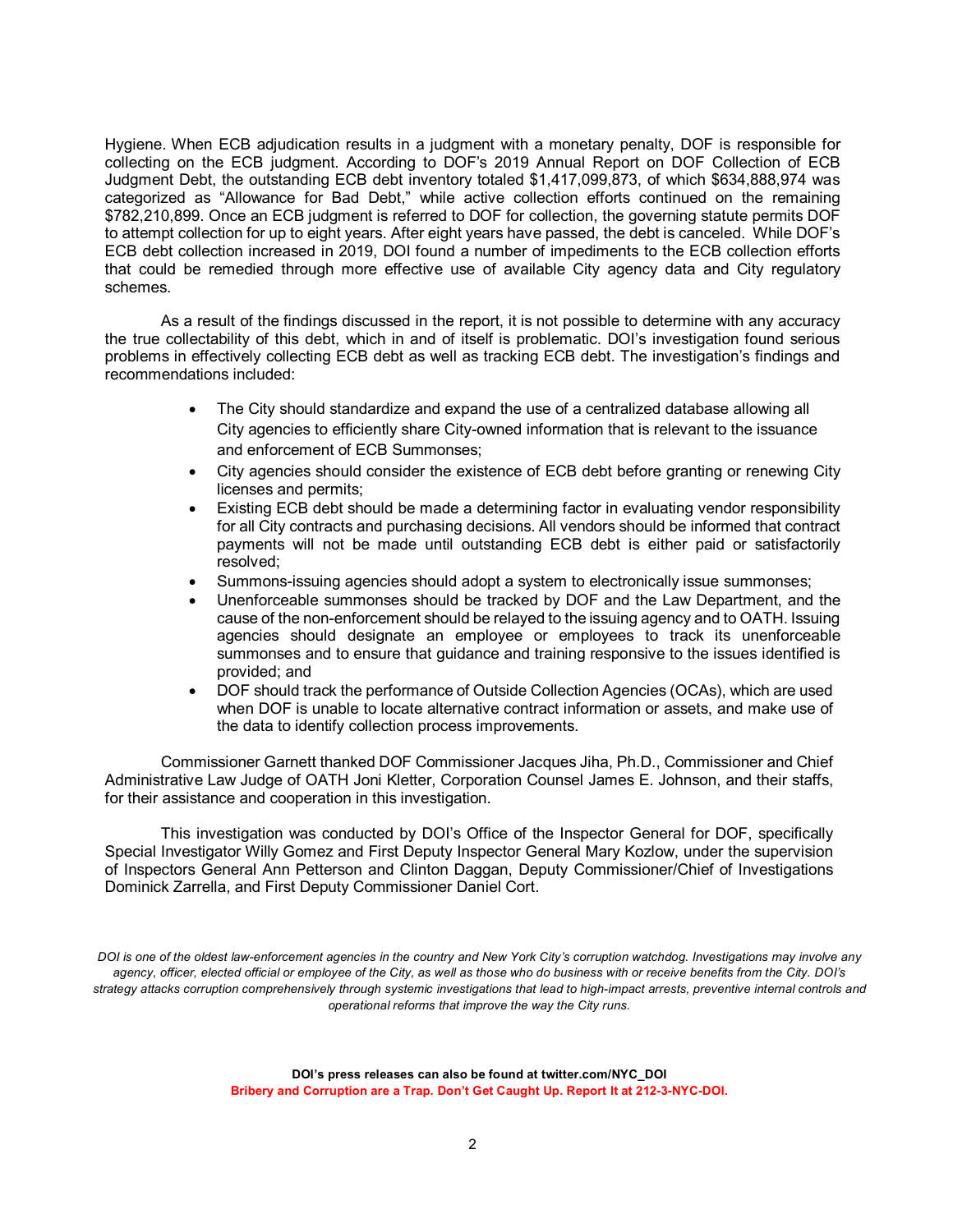Hygiene. When ECB adjudication results in a judgment with a monetary penalty, DOF is responsible for collecting on the ECB judgment. According to DOF's 2019 Annual Report on DOF Collection of ECB Judgment Debt, the outstanding ECB debt inventory totaled $1,417,099,873, of which $634,888,974 was categorized as "Allowance for Bad Debt," while active collection efforts continued on the remaining $782,210,899. Once an ECB judgment is referred to DOF for collection, the governing statute permits DOF to attempt collection for up to eight years. After eight years have passed, the debt is canceled. While DOF's ECB debt collection increased in 2019, DOI found a number of impediments to the ECB collection efforts that could be remedied through more effective use of available City agency data and City regulatory schemes.

As a result of the findings discussed in the report, it is not possible to determine with any accuracy the true collectability of this debt, which in and of itself is problematic. DOI's investigation found serious problems in effectively collecting ECB debt as well as tracking ECB debt. The investigation's findings and recommendations included:

- The City should standardize and expand the use of a centralized database allowing all City agencies to efficiently share City-owned information that is relevant to the issuance and enforcement of ECB Summonses;
- City agencies should consider the existence of ECB debt before granting or renewing City licenses and permits;
- Existing ECB debt should be made a determining factor in evaluating vendor responsibility for all City contracts and purchasing decisions. All vendors should be informed that contract payments will not be made until outstanding ECB debt is either paid or satisfactorily resolved;
- Summons-issuing agencies should adopt a system to electronically issue summonses;
- Unenforceable summonses should be tracked by DOF and the Law Department, and the cause of the non-enforcement should be relayed to the issuing agency and to OATH. Issuing agencies should designate an employee or employees to track its unenforceable summonses and to ensure that guidance and training responsive to the issues identified is provided; and
- DOF should track the performance of Outside Collection Agencies (OCAs), which are used when DOF is unable to locate alternative contract information or assets, and make use of the data to identify collection process improvements.

Commissioner Garnett thanked DOF Commissioner Jacques Jiha, Ph.D., Commissioner and Chief Administrative Law Judge of OATH Joni Kletter, Corporation Counsel James E. Johnson, and their staffs, for their assistance and cooperation in this investigation.

This investigation was conducted by DOI's Office of the Inspector General for DOF, specifically Special Investigator Willy Gomez and First Deputy Inspector General Mary Kozlow, under the supervision of Inspectors General Ann Petterson and Clinton Daggan, Deputy Commissioner/Chief of Investigations Dominick Zarrella, and First Deputy Commissioner Daniel Cort.

*DOI is one of the oldest law-enforcement agencies in the country and New York City's corruption watchdog. Investigations may involve any agency, officer, elected official or employee of the City, as well as those who do business with or receive benefits from the City. DOI's strategy attacks corruption comprehensively through systemic investigations that lead to high-impact arrests, preventive internal controls and operational reforms that improve the way the City runs.*

**DOI's press releases can also be found at twitter.com/NYC_DOI**
**Bribery and Corruption are a Trap. Don't Get Caught Up. Report It at 212-3-NYC-DOI.**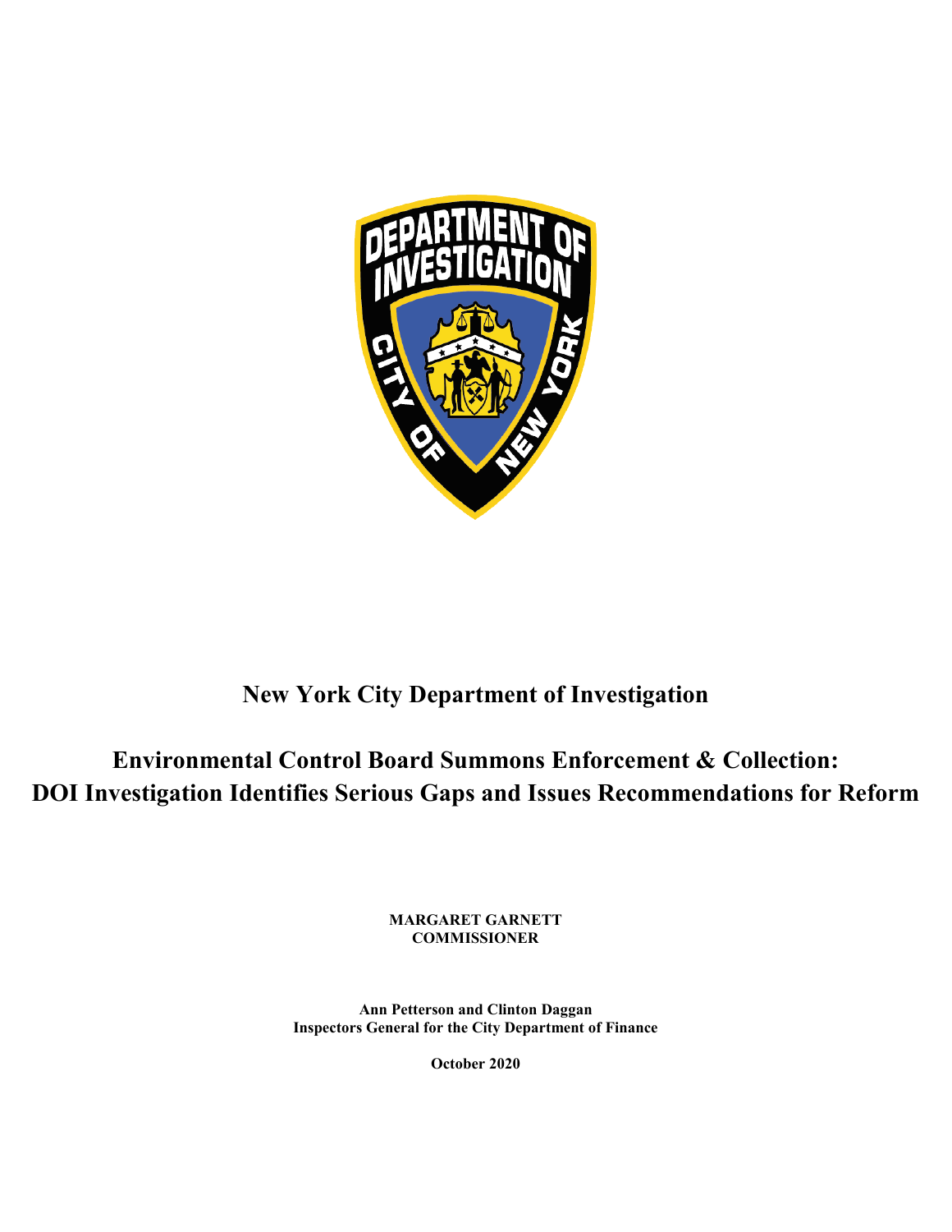# New York City Department of Investigation

# Environmental Control Board Summons Enforcement & Collection: DOI Investigation Identifies Serious Gaps and Issues Recommendations for Reform

**MARGARET GARNETT**
**COMMISSIONER**

**Ann Petterson and Clinton Daggan**
**Inspectors General for the City Department of Finance**

**October 2020**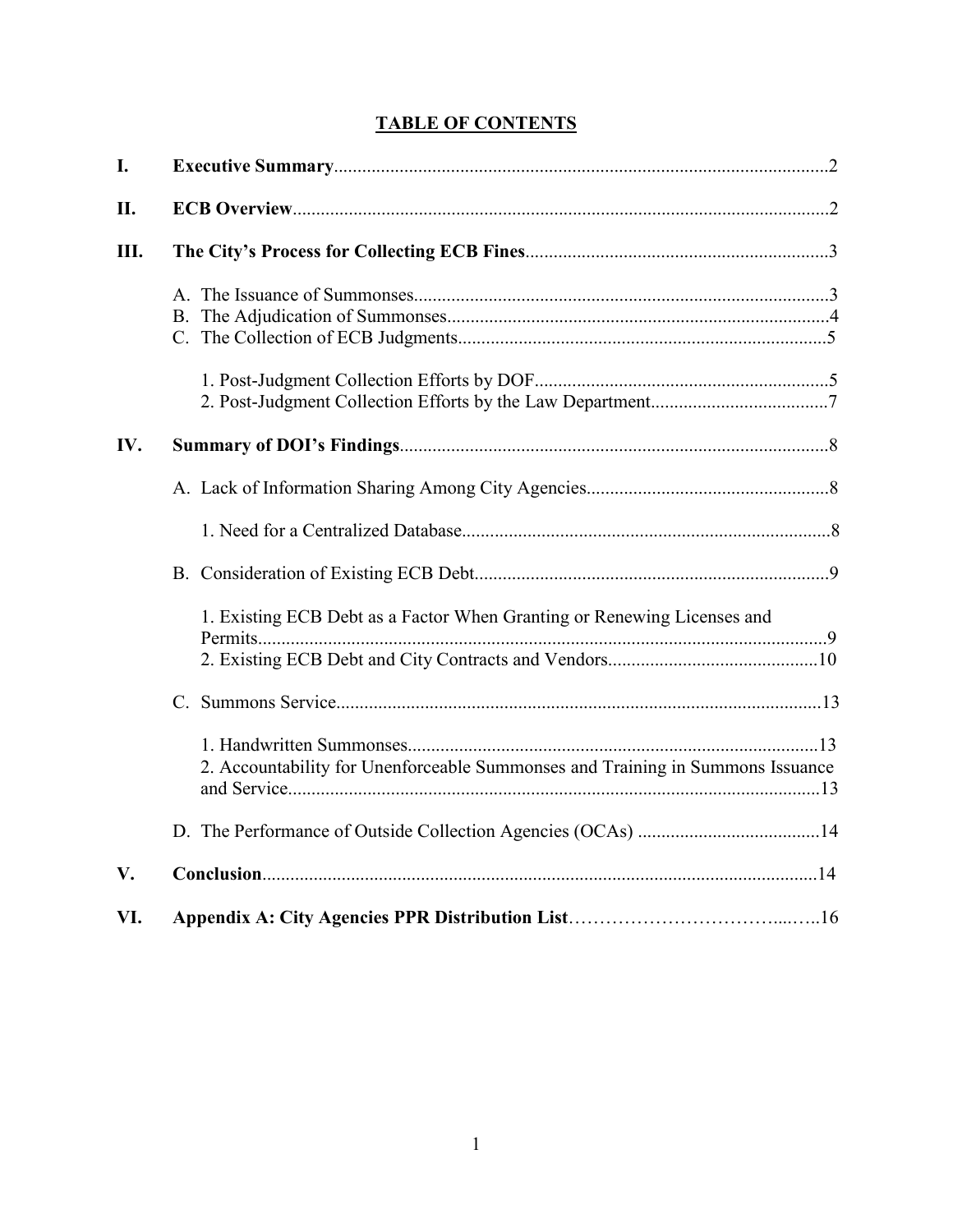# TABLE OF CONTENTS

| | | |
|---|---|---|
| **I.** | **Executive Summary** | 2 |
| **II.** | **ECB Overview** | 2 |
| **III.** | **The City's Process for Collecting ECB Fines** | 3 |
| | A. The Issuance of Summonses | 3 |
| | B. The Adjudication of Summonses | 4 |
| | C. The Collection of ECB Judgments | 5 |
| | 1. Post-Judgment Collection Efforts by DOF | 5 |
| | 2. Post-Judgment Collection Efforts by the Law Department | 7 |
| **IV.** | **Summary of DOI's Findings** | 8 |
| | A. Lack of Information Sharing Among City Agencies | 8 |
| | 1. Need for a Centralized Database | 8 |
| | B. Consideration of Existing ECB Debt | 9 |
| | 1. Existing ECB Debt as a Factor When Granting or Renewing Licenses and Permits | 9 |
| | 2. Existing ECB Debt and City Contracts and Vendors | 10 |
| | C. Summons Service | 13 |
| | 1. Handwritten Summonses | 13 |
| | 2. Accountability for Unenforceable Summonses and Training in Summons Issuance and Service | 13 |
| | D. The Performance of Outside Collection Agencies (OCAs) | 14 |
| **V.** | **Conclusion** | 14 |
| **VI.** | **Appendix A: City Agencies PPR Distribution List** | 16 |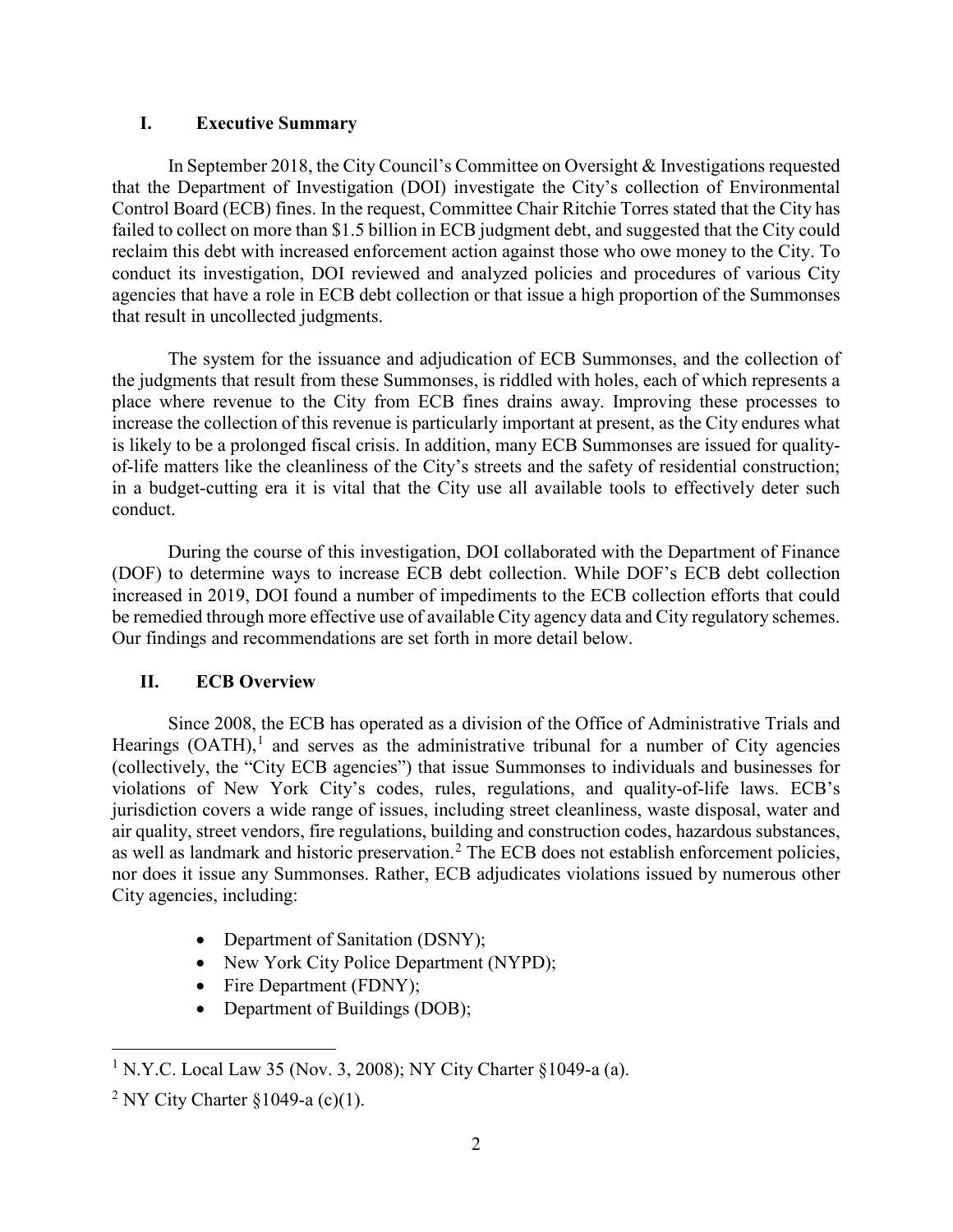## I. Executive Summary

In September 2018, the City Council's Committee on Oversight & Investigations requested that the Department of Investigation (DOI) investigate the City's collection of Environmental Control Board (ECB) fines. In the request, Committee Chair Ritchie Torres stated that the City has failed to collect on more than $1.5 billion in ECB judgment debt, and suggested that the City could reclaim this debt with increased enforcement action against those who owe money to the City. To conduct its investigation, DOI reviewed and analyzed policies and procedures of various City agencies that have a role in ECB debt collection or that issue a high proportion of the Summonses that result in uncollected judgments.

The system for the issuance and adjudication of ECB Summonses, and the collection of the judgments that result from these Summonses, is riddled with holes, each of which represents a place where revenue to the City from ECB fines drains away. Improving these processes to increase the collection of this revenue is particularly important at present, as the City endures what is likely to be a prolonged fiscal crisis. In addition, many ECB Summonses are issued for quality-of-life matters like the cleanliness of the City's streets and the safety of residential construction; in a budget-cutting era it is vital that the City use all available tools to effectively deter such conduct.

During the course of this investigation, DOI collaborated with the Department of Finance (DOF) to determine ways to increase ECB debt collection. While DOF's ECB debt collection increased in 2019, DOI found a number of impediments to the ECB collection efforts that could be remedied through more effective use of available City agency data and City regulatory schemes. Our findings and recommendations are set forth in more detail below.

## II. ECB Overview

Since 2008, the ECB has operated as a division of the Office of Administrative Trials and Hearings (OATH),[1] and serves as the administrative tribunal for a number of City agencies (collectively, the "City ECB agencies") that issue Summonses to individuals and businesses for violations of New York City's codes, rules, regulations, and quality-of-life laws. ECB's jurisdiction covers a wide range of issues, including street cleanliness, waste disposal, water and air quality, street vendors, fire regulations, building and construction codes, hazardous substances, as well as landmark and historic preservation.[2] The ECB does not establish enforcement policies, nor does it issue any Summonses. Rather, ECB adjudicates violations issued by numerous other City agencies, including:

- Department of Sanitation (DSNY);
- New York City Police Department (NYPD);
- Fire Department (FDNY);
- Department of Buildings (DOB);

[1] N.Y.C. Local Law 35 (Nov. 3, 2008); NY City Charter §1049-a (a).

[2] NY City Charter §1049-a (c)(1).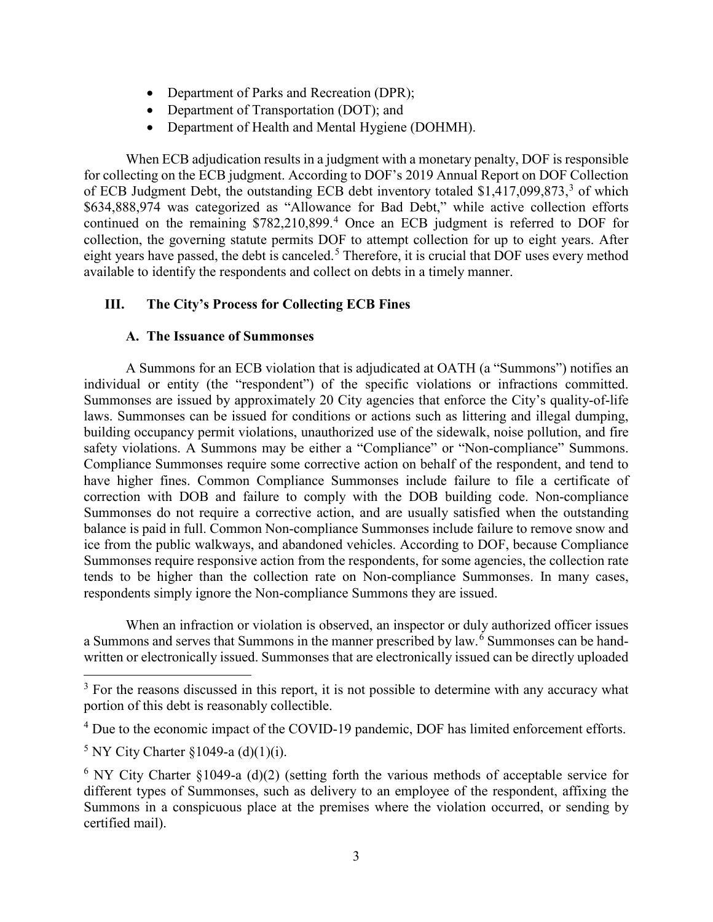- Department of Parks and Recreation (DPR);
- Department of Transportation (DOT); and
- Department of Health and Mental Hygiene (DOHMH).

When ECB adjudication results in a judgment with a monetary penalty, DOF is responsible for collecting on the ECB judgment. According to DOF's 2019 Annual Report on DOF Collection of ECB Judgment Debt, the outstanding ECB debt inventory totaled $1,417,099,873,[3] of which $634,888,974 was categorized as "Allowance for Bad Debt," while active collection efforts continued on the remaining $782,210,899.[4] Once an ECB judgment is referred to DOF for collection, the governing statute permits DOF to attempt collection for up to eight years. After eight years have passed, the debt is canceled.[5] Therefore, it is crucial that DOF uses every method available to identify the respondents and collect on debts in a timely manner.

## III. The City's Process for Collecting ECB Fines

### A. The Issuance of Summonses

A Summons for an ECB violation that is adjudicated at OATH (a "Summons") notifies an individual or entity (the "respondent") of the specific violations or infractions committed. Summonses are issued by approximately 20 City agencies that enforce the City's quality-of-life laws. Summonses can be issued for conditions or actions such as littering and illegal dumping, building occupancy permit violations, unauthorized use of the sidewalk, noise pollution, and fire safety violations. A Summons may be either a "Compliance" or "Non-compliance" Summons. Compliance Summonses require some corrective action on behalf of the respondent, and tend to have higher fines. Common Compliance Summonses include failure to file a certificate of correction with DOB and failure to comply with the DOB building code. Non-compliance Summonses do not require a corrective action, and are usually satisfied when the outstanding balance is paid in full. Common Non-compliance Summonses include failure to remove snow and ice from the public walkways, and abandoned vehicles. According to DOF, because Compliance Summonses require responsive action from the respondents, for some agencies, the collection rate tends to be higher than the collection rate on Non-compliance Summonses. In many cases, respondents simply ignore the Non-compliance Summons they are issued.

When an infraction or violation is observed, an inspector or duly authorized officer issues a Summons and serves that Summons in the manner prescribed by law.[6] Summonses can be hand-written or electronically issued. Summonses that are electronically issued can be directly uploaded

---

[3] For the reasons discussed in this report, it is not possible to determine with any accuracy what portion of this debt is reasonably collectible.

[4] Due to the economic impact of the COVID-19 pandemic, DOF has limited enforcement efforts.

[5] NY City Charter §1049-a (d)(1)(i).

[6] NY City Charter §1049-a (d)(2) (setting forth the various methods of acceptable service for different types of Summonses, such as delivery to an employee of the respondent, affixing the Summons in a conspicuous place at the premises where the violation occurred, or sending by certified mail).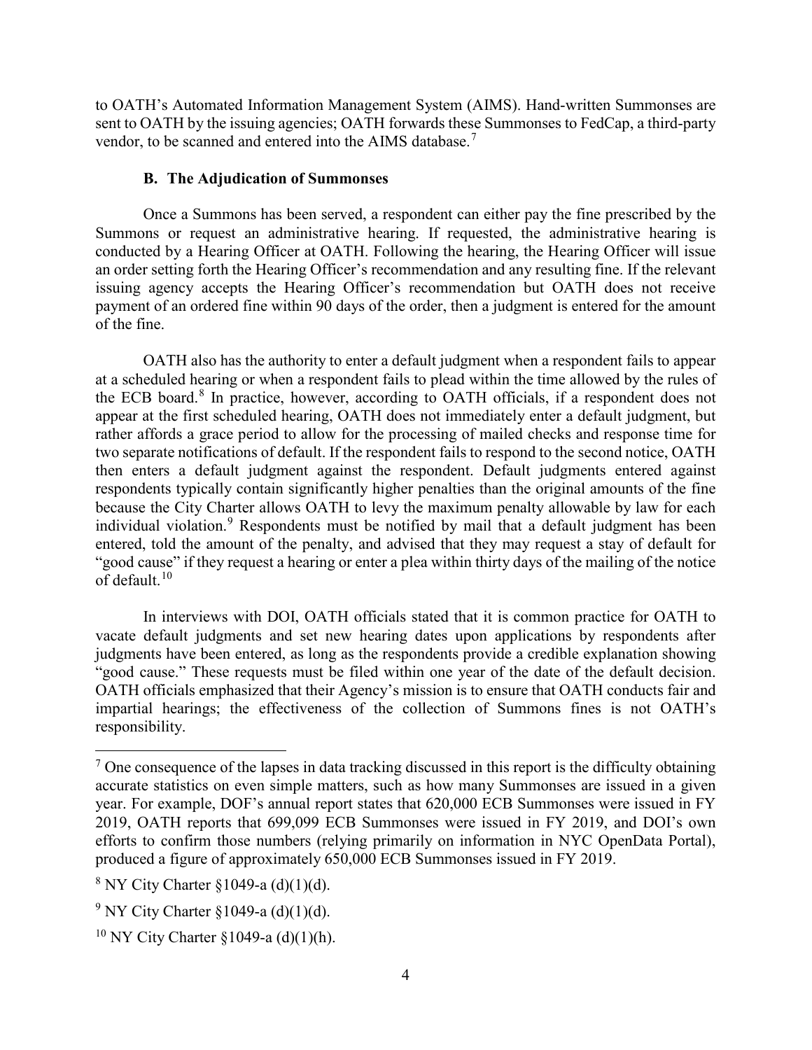to OATH's Automated Information Management System (AIMS). Hand-written Summonses are sent to OATH by the issuing agencies; OATH forwards these Summonses to FedCap, a third-party vendor, to be scanned and entered into the AIMS database.[7]

### B. The Adjudication of Summonses

Once a Summons has been served, a respondent can either pay the fine prescribed by the Summons or request an administrative hearing. If requested, the administrative hearing is conducted by a Hearing Officer at OATH. Following the hearing, the Hearing Officer will issue an order setting forth the Hearing Officer's recommendation and any resulting fine. If the relevant issuing agency accepts the Hearing Officer's recommendation but OATH does not receive payment of an ordered fine within 90 days of the order, then a judgment is entered for the amount of the fine.

OATH also has the authority to enter a default judgment when a respondent fails to appear at a scheduled hearing or when a respondent fails to plead within the time allowed by the rules of the ECB board.[8] In practice, however, according to OATH officials, if a respondent does not appear at the first scheduled hearing, OATH does not immediately enter a default judgment, but rather affords a grace period to allow for the processing of mailed checks and response time for two separate notifications of default. If the respondent fails to respond to the second notice, OATH then enters a default judgment against the respondent. Default judgments entered against respondents typically contain significantly higher penalties than the original amounts of the fine because the City Charter allows OATH to levy the maximum penalty allowable by law for each individual violation.[9] Respondents must be notified by mail that a default judgment has been entered, told the amount of the penalty, and advised that they may request a stay of default for "good cause" if they request a hearing or enter a plea within thirty days of the mailing of the notice of default.[10]

In interviews with DOI, OATH officials stated that it is common practice for OATH to vacate default judgments and set new hearing dates upon applications by respondents after judgments have been entered, as long as the respondents provide a credible explanation showing "good cause." These requests must be filed within one year of the date of the default decision. OATH officials emphasized that their Agency's mission is to ensure that OATH conducts fair and impartial hearings; the effectiveness of the collection of Summons fines is not OATH's responsibility.

---

[7] One consequence of the lapses in data tracking discussed in this report is the difficulty obtaining accurate statistics on even simple matters, such as how many Summonses are issued in a given year. For example, DOF's annual report states that 620,000 ECB Summonses were issued in FY 2019, OATH reports that 699,099 ECB Summonses were issued in FY 2019, and DOI's own efforts to confirm those numbers (relying primarily on information in NYC OpenData Portal), produced a figure of approximately 650,000 ECB Summonses issued in FY 2019.

[8] NY City Charter §1049-a (d)(1)(d).

[9] NY City Charter §1049-a (d)(1)(d).

[10] NY City Charter §1049-a (d)(1)(h).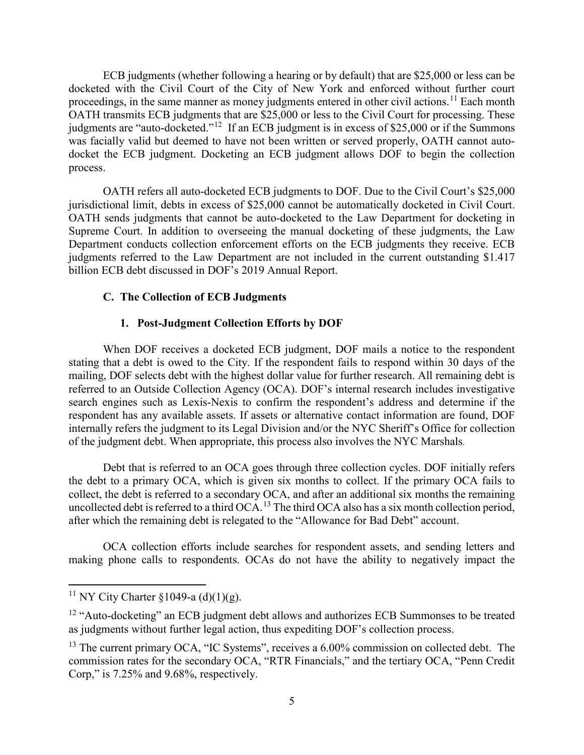ECB judgments (whether following a hearing or by default) that are $25,000 or less can be docketed with the Civil Court of the City of New York and enforced without further court proceedings, in the same manner as money judgments entered in other civil actions.[11] Each month OATH transmits ECB judgments that are $25,000 or less to the Civil Court for processing. These judgments are "auto-docketed."[12] If an ECB judgment is in excess of $25,000 or if the Summons was facially valid but deemed to have not been written or served properly, OATH cannot auto-docket the ECB judgment. Docketing an ECB judgment allows DOF to begin the collection process.

OATH refers all auto-docketed ECB judgments to DOF. Due to the Civil Court's $25,000 jurisdictional limit, debts in excess of $25,000 cannot be automatically docketed in Civil Court. OATH sends judgments that cannot be auto-docketed to the Law Department for docketing in Supreme Court. In addition to overseeing the manual docketing of these judgments, the Law Department conducts collection enforcement efforts on the ECB judgments they receive. ECB judgments referred to the Law Department are not included in the current outstanding $1.417 billion ECB debt discussed in DOF's 2019 Annual Report.

### C. The Collection of ECB Judgments

#### 1. Post-Judgment Collection Efforts by DOF

When DOF receives a docketed ECB judgment, DOF mails a notice to the respondent stating that a debt is owed to the City. If the respondent fails to respond within 30 days of the mailing, DOF selects debt with the highest dollar value for further research. All remaining debt is referred to an Outside Collection Agency (OCA). DOF's internal research includes investigative search engines such as Lexis-Nexis to confirm the respondent's address and determine if the respondent has any available assets. If assets or alternative contact information are found, DOF internally refers the judgment to its Legal Division and/or the NYC Sheriff's Office for collection of the judgment debt. When appropriate, this process also involves the NYC Marshals.

Debt that is referred to an OCA goes through three collection cycles. DOF initially refers the debt to a primary OCA, which is given six months to collect. If the primary OCA fails to collect, the debt is referred to a secondary OCA, and after an additional six months the remaining uncollected debt is referred to a third OCA.[13] The third OCA also has a six month collection period, after which the remaining debt is relegated to the "Allowance for Bad Debt" account.

OCA collection efforts include searches for respondent assets, and sending letters and making phone calls to respondents. OCAs do not have the ability to negatively impact the

---

[11] NY City Charter §1049-a (d)(1)(g).

[12] "Auto-docketing" an ECB judgment debt allows and authorizes ECB Summonses to be treated as judgments without further legal action, thus expediting DOF's collection process.

[13] The current primary OCA, "IC Systems", receives a 6.00% commission on collected debt. The commission rates for the secondary OCA, "RTR Financials," and the tertiary OCA, "Penn Credit Corp," is 7.25% and 9.68%, respectively.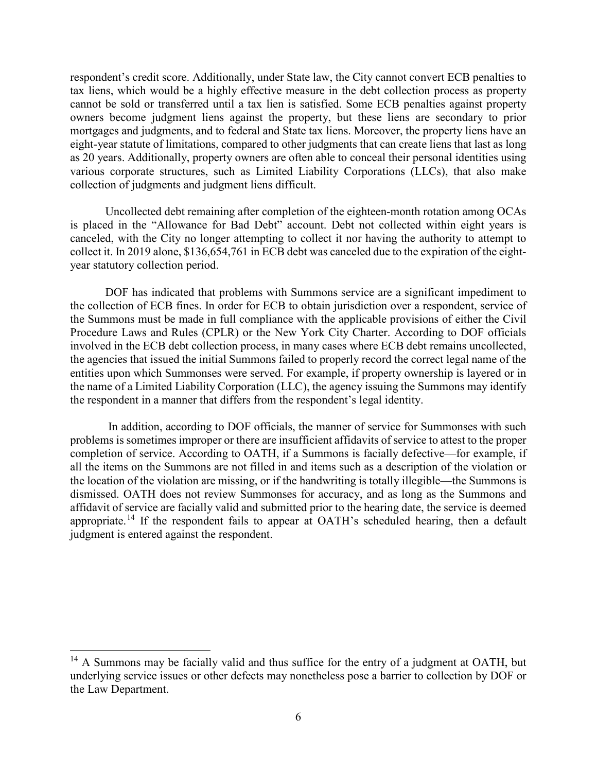respondent's credit score. Additionally, under State law, the City cannot convert ECB penalties to tax liens, which would be a highly effective measure in the debt collection process as property cannot be sold or transferred until a tax lien is satisfied. Some ECB penalties against property owners become judgment liens against the property, but these liens are secondary to prior mortgages and judgments, and to federal and State tax liens. Moreover, the property liens have an eight-year statute of limitations, compared to other judgments that can create liens that last as long as 20 years. Additionally, property owners are often able to conceal their personal identities using various corporate structures, such as Limited Liability Corporations (LLCs), that also make collection of judgments and judgment liens difficult.

Uncollected debt remaining after completion of the eighteen-month rotation among OCAs is placed in the "Allowance for Bad Debt" account. Debt not collected within eight years is canceled, with the City no longer attempting to collect it nor having the authority to attempt to collect it. In 2019 alone, $136,654,761 in ECB debt was canceled due to the expiration of the eight-year statutory collection period.

DOF has indicated that problems with Summons service are a significant impediment to the collection of ECB fines. In order for ECB to obtain jurisdiction over a respondent, service of the Summons must be made in full compliance with the applicable provisions of either the Civil Procedure Laws and Rules (CPLR) or the New York City Charter. According to DOF officials involved in the ECB debt collection process, in many cases where ECB debt remains uncollected, the agencies that issued the initial Summons failed to properly record the correct legal name of the entities upon which Summonses were served. For example, if property ownership is layered or in the name of a Limited Liability Corporation (LLC), the agency issuing the Summons may identify the respondent in a manner that differs from the respondent's legal identity.

In addition, according to DOF officials, the manner of service for Summonses with such problems is sometimes improper or there are insufficient affidavits of service to attest to the proper completion of service. According to OATH, if a Summons is facially defective—for example, if all the items on the Summons are not filled in and items such as a description of the violation or the location of the violation are missing, or if the handwriting is totally illegible—the Summons is dismissed. OATH does not review Summonses for accuracy, and as long as the Summons and affidavit of service are facially valid and submitted prior to the hearing date, the service is deemed appropriate.[14] If the respondent fails to appear at OATH's scheduled hearing, then a default judgment is entered against the respondent.

[14] A Summons may be facially valid and thus suffice for the entry of a judgment at OATH, but underlying service issues or other defects may nonetheless pose a barrier to collection by DOF or the Law Department.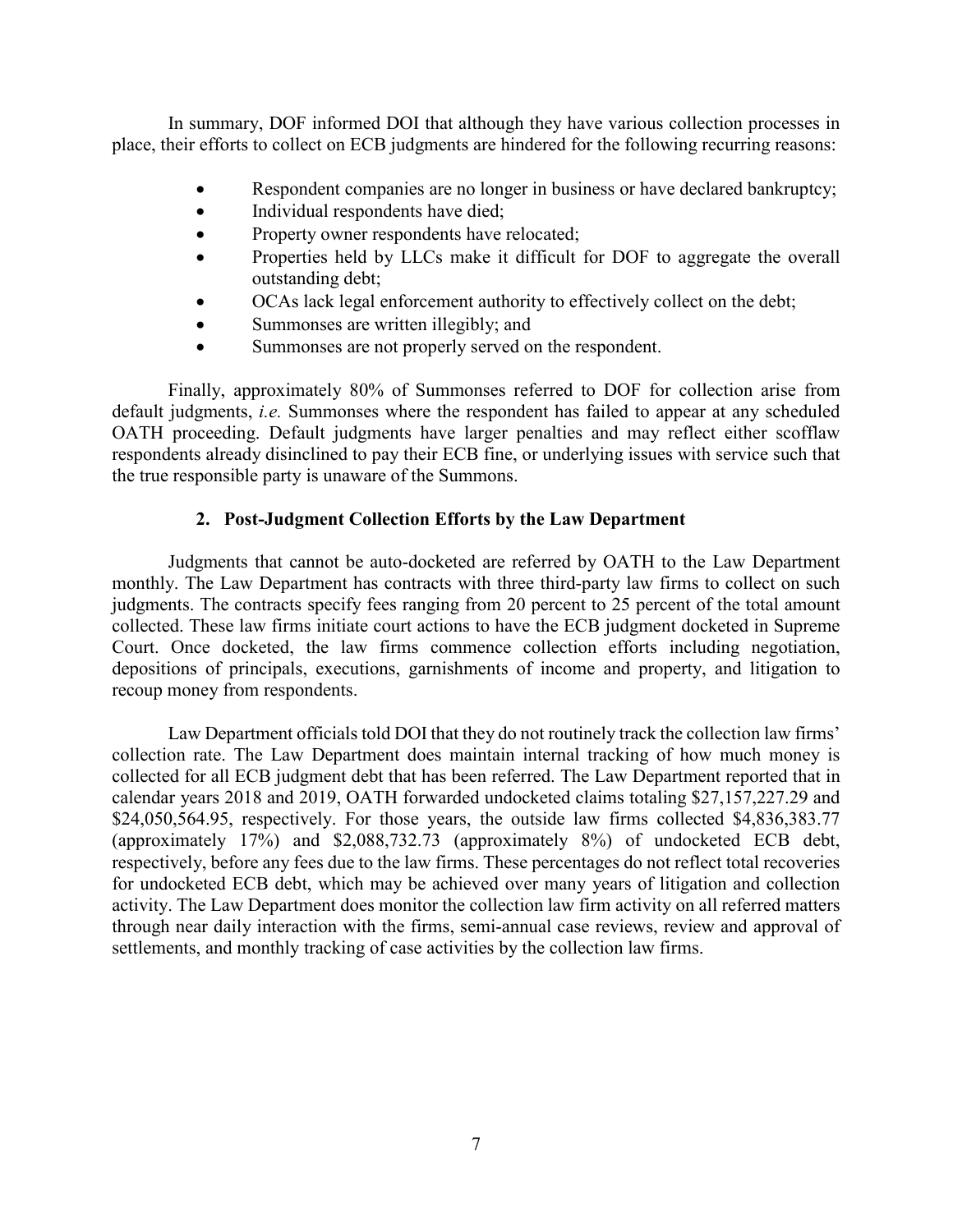In summary, DOF informed DOI that although they have various collection processes in place, their efforts to collect on ECB judgments are hindered for the following recurring reasons:

- Respondent companies are no longer in business or have declared bankruptcy;
- Individual respondents have died;
- Property owner respondents have relocated;
- Properties held by LLCs make it difficult for DOF to aggregate the overall outstanding debt;
- OCAs lack legal enforcement authority to effectively collect on the debt;
- Summonses are written illegibly; and
- Summonses are not properly served on the respondent.

Finally, approximately 80% of Summonses referred to DOF for collection arise from default judgments, *i.e.* Summonses where the respondent has failed to appear at any scheduled OATH proceeding. Default judgments have larger penalties and may reflect either scofflaw respondents already disinclined to pay their ECB fine, or underlying issues with service such that the true responsible party is unaware of the Summons.

### 2. Post-Judgment Collection Efforts by the Law Department

Judgments that cannot be auto-docketed are referred by OATH to the Law Department monthly. The Law Department has contracts with three third-party law firms to collect on such judgments. The contracts specify fees ranging from 20 percent to 25 percent of the total amount collected. These law firms initiate court actions to have the ECB judgment docketed in Supreme Court. Once docketed, the law firms commence collection efforts including negotiation, depositions of principals, executions, garnishments of income and property, and litigation to recoup money from respondents.

Law Department officials told DOI that they do not routinely track the collection law firms' collection rate. The Law Department does maintain internal tracking of how much money is collected for all ECB judgment debt that has been referred. The Law Department reported that in calendar years 2018 and 2019, OATH forwarded undocketed claims totaling $27,157,227.29 and $24,050,564.95, respectively. For those years, the outside law firms collected $4,836,383.77 (approximately 17%) and $2,088,732.73 (approximately 8%) of undocketed ECB debt, respectively, before any fees due to the law firms. These percentages do not reflect total recoveries for undocketed ECB debt, which may be achieved over many years of litigation and collection activity. The Law Department does monitor the collection law firm activity on all referred matters through near daily interaction with the firms, semi-annual case reviews, review and approval of settlements, and monthly tracking of case activities by the collection law firms.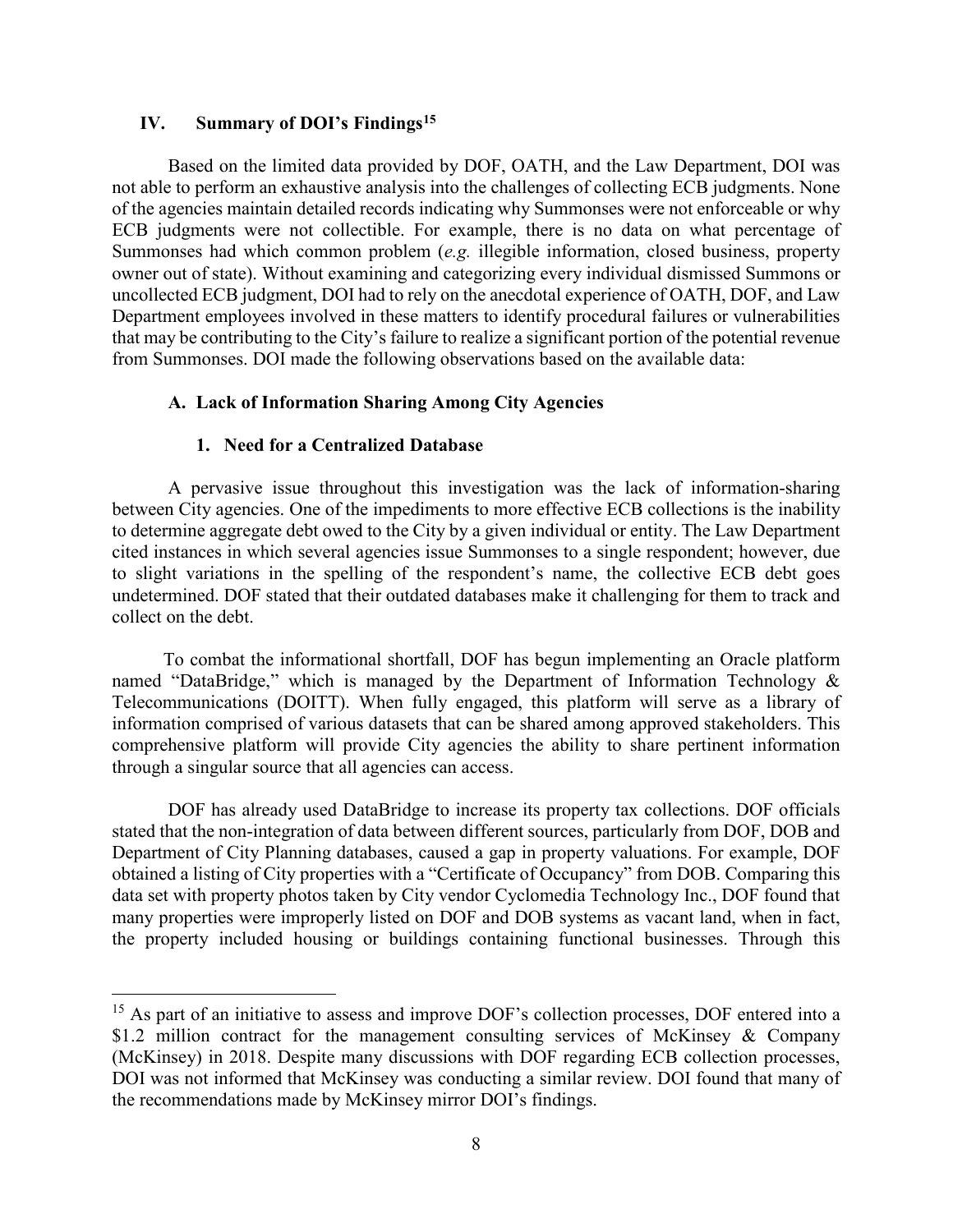## IV. Summary of DOI's Findings[15]

Based on the limited data provided by DOF, OATH, and the Law Department, DOI was not able to perform an exhaustive analysis into the challenges of collecting ECB judgments. None of the agencies maintain detailed records indicating why Summonses were not enforceable or why ECB judgments were not collectible. For example, there is no data on what percentage of Summonses had which common problem (*e.g.* illegible information, closed business, property owner out of state). Without examining and categorizing every individual dismissed Summons or uncollected ECB judgment, DOI had to rely on the anecdotal experience of OATH, DOF, and Law Department employees involved in these matters to identify procedural failures or vulnerabilities that may be contributing to the City's failure to realize a significant portion of the potential revenue from Summonses. DOI made the following observations based on the available data:

### A. Lack of Information Sharing Among City Agencies

#### 1. Need for a Centralized Database

A pervasive issue throughout this investigation was the lack of information-sharing between City agencies. One of the impediments to more effective ECB collections is the inability to determine aggregate debt owed to the City by a given individual or entity. The Law Department cited instances in which several agencies issue Summonses to a single respondent; however, due to slight variations in the spelling of the respondent's name, the collective ECB debt goes undetermined. DOF stated that their outdated databases make it challenging for them to track and collect on the debt.

To combat the informational shortfall, DOF has begun implementing an Oracle platform named "DataBridge," which is managed by the Department of Information Technology & Telecommunications (DOITT). When fully engaged, this platform will serve as a library of information comprised of various datasets that can be shared among approved stakeholders. This comprehensive platform will provide City agencies the ability to share pertinent information through a singular source that all agencies can access.

DOF has already used DataBridge to increase its property tax collections. DOF officials stated that the non-integration of data between different sources, particularly from DOF, DOB and Department of City Planning databases, caused a gap in property valuations. For example, DOF obtained a listing of City properties with a "Certificate of Occupancy" from DOB. Comparing this data set with property photos taken by City vendor Cyclomedia Technology Inc., DOF found that many properties were improperly listed on DOF and DOB systems as vacant land, when in fact, the property included housing or buildings containing functional businesses. Through this

---

[15] As part of an initiative to assess and improve DOF's collection processes, DOF entered into a $1.2 million contract for the management consulting services of McKinsey & Company (McKinsey) in 2018. Despite many discussions with DOF regarding ECB collection processes, DOI was not informed that McKinsey was conducting a similar review. DOI found that many of the recommendations made by McKinsey mirror DOI's findings.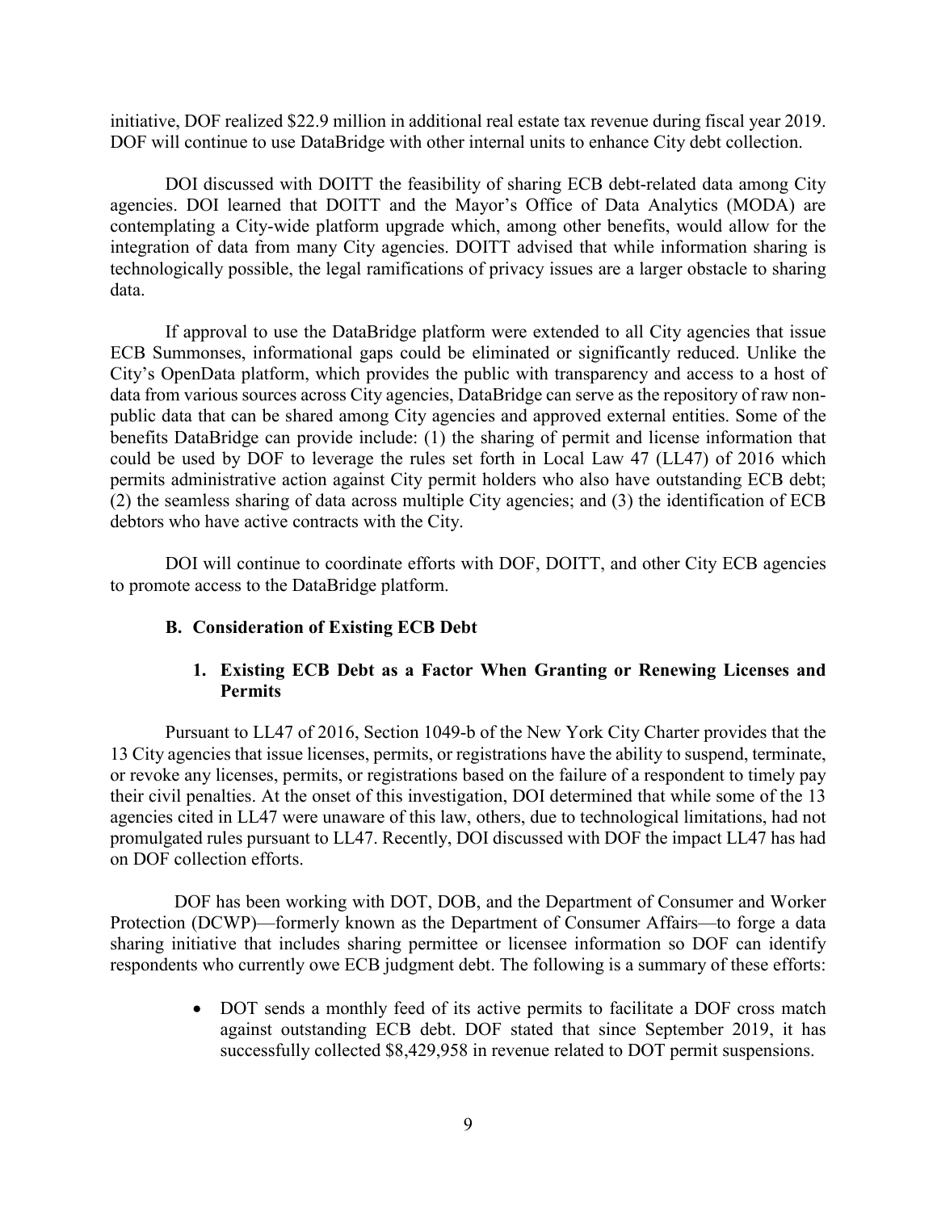initiative, DOF realized $22.9 million in additional real estate tax revenue during fiscal year 2019. DOF will continue to use DataBridge with other internal units to enhance City debt collection.

DOI discussed with DOITT the feasibility of sharing ECB debt-related data among City agencies. DOI learned that DOITT and the Mayor's Office of Data Analytics (MODA) are contemplating a City-wide platform upgrade which, among other benefits, would allow for the integration of data from many City agencies. DOITT advised that while information sharing is technologically possible, the legal ramifications of privacy issues are a larger obstacle to sharing data.

If approval to use the DataBridge platform were extended to all City agencies that issue ECB Summonses, informational gaps could be eliminated or significantly reduced. Unlike the City's OpenData platform, which provides the public with transparency and access to a host of data from various sources across City agencies, DataBridge can serve as the repository of raw non-public data that can be shared among City agencies and approved external entities. Some of the benefits DataBridge can provide include: (1) the sharing of permit and license information that could be used by DOF to leverage the rules set forth in Local Law 47 (LL47) of 2016 which permits administrative action against City permit holders who also have outstanding ECB debt; (2) the seamless sharing of data across multiple City agencies; and (3) the identification of ECB debtors who have active contracts with the City.

DOI will continue to coordinate efforts with DOF, DOITT, and other City ECB agencies to promote access to the DataBridge platform.

### B. Consideration of Existing ECB Debt

#### 1. Existing ECB Debt as a Factor When Granting or Renewing Licenses and Permits

Pursuant to LL47 of 2016, Section 1049-b of the New York City Charter provides that the 13 City agencies that issue licenses, permits, or registrations have the ability to suspend, terminate, or revoke any licenses, permits, or registrations based on the failure of a respondent to timely pay their civil penalties. At the onset of this investigation, DOI determined that while some of the 13 agencies cited in LL47 were unaware of this law, others, due to technological limitations, had not promulgated rules pursuant to LL47. Recently, DOI discussed with DOF the impact LL47 has had on DOF collection efforts.

DOF has been working with DOT, DOB, and the Department of Consumer and Worker Protection (DCWP)—formerly known as the Department of Consumer Affairs—to forge a data sharing initiative that includes sharing permittee or licensee information so DOF can identify respondents who currently owe ECB judgment debt. The following is a summary of these efforts:

- DOT sends a monthly feed of its active permits to facilitate a DOF cross match against outstanding ECB debt. DOF stated that since September 2019, it has successfully collected $8,429,958 in revenue related to DOT permit suspensions.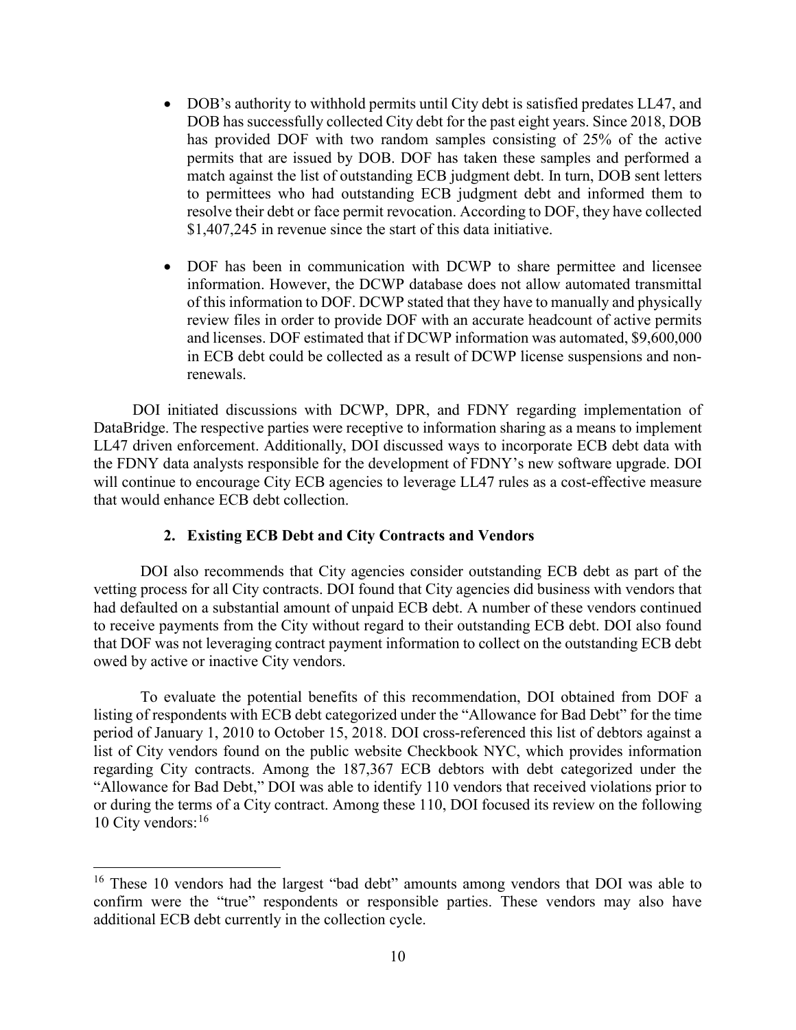- DOB's authority to withhold permits until City debt is satisfied predates LL47, and DOB has successfully collected City debt for the past eight years. Since 2018, DOB has provided DOF with two random samples consisting of 25% of the active permits that are issued by DOB. DOF has taken these samples and performed a match against the list of outstanding ECB judgment debt. In turn, DOB sent letters to permittees who had outstanding ECB judgment debt and informed them to resolve their debt or face permit revocation. According to DOF, they have collected $1,407,245 in revenue since the start of this data initiative.

- DOF has been in communication with DCWP to share permittee and licensee information. However, the DCWP database does not allow automated transmittal of this information to DOF. DCWP stated that they have to manually and physically review files in order to provide DOF with an accurate headcount of active permits and licenses. DOF estimated that if DCWP information was automated, $9,600,000 in ECB debt could be collected as a result of DCWP license suspensions and non-renewals.

DOI initiated discussions with DCWP, DPR, and FDNY regarding implementation of DataBridge. The respective parties were receptive to information sharing as a means to implement LL47 driven enforcement. Additionally, DOI discussed ways to incorporate ECB debt data with the FDNY data analysts responsible for the development of FDNY's new software upgrade. DOI will continue to encourage City ECB agencies to leverage LL47 rules as a cost-effective measure that would enhance ECB debt collection.

### 2. Existing ECB Debt and City Contracts and Vendors

DOI also recommends that City agencies consider outstanding ECB debt as part of the vetting process for all City contracts. DOI found that City agencies did business with vendors that had defaulted on a substantial amount of unpaid ECB debt. A number of these vendors continued to receive payments from the City without regard to their outstanding ECB debt. DOI also found that DOF was not leveraging contract payment information to collect on the outstanding ECB debt owed by active or inactive City vendors.

To evaluate the potential benefits of this recommendation, DOI obtained from DOF a listing of respondents with ECB debt categorized under the "Allowance for Bad Debt" for the time period of January 1, 2010 to October 15, 2018. DOI cross-referenced this list of debtors against a list of City vendors found on the public website Checkbook NYC, which provides information regarding City contracts. Among the 187,367 ECB debtors with debt categorized under the "Allowance for Bad Debt," DOI was able to identify 110 vendors that received violations prior to or during the terms of a City contract. Among these 110, DOI focused its review on the following 10 City vendors:[16]

[16] These 10 vendors had the largest "bad debt" amounts among vendors that DOI was able to confirm were the "true" respondents or responsible parties. These vendors may also have additional ECB debt currently in the collection cycle.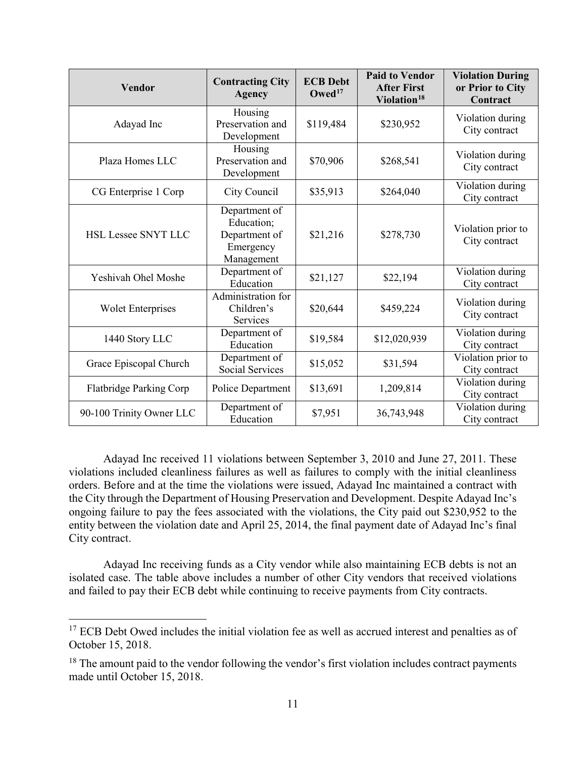| Vendor | Contracting City Agency | ECB Debt Owed[17] | Paid to Vendor After First Violation[18] | Violation During or Prior to City Contract |
|---|---|---|---|---|
| Adayad Inc | Housing Preservation and Development | $119,484 | $230,952 | Violation during City contract |
| Plaza Homes LLC | Housing Preservation and Development | $70,906 | $268,541 | Violation during City contract |
| CG Enterprise 1 Corp | City Council | $35,913 | $264,040 | Violation during City contract |
| HSL Lessee SNYT LLC | Department of Education; Department of Emergency Management | $21,216 | $278,730 | Violation prior to City contract |
| Yeshivah Ohel Moshe | Department of Education | $21,127 | $22,194 | Violation during City contract |
| Wolet Enterprises | Administration for Children's Services | $20,644 | $459,224 | Violation during City contract |
| 1440 Story LLC | Department of Education | $19,584 | $12,020,939 | Violation during City contract |
| Grace Episcopal Church | Department of Social Services | $15,052 | $31,594 | Violation prior to City contract |
| Flatbridge Parking Corp | Police Department | $13,691 | 1,209,814 | Violation during City contract |
| 90-100 Trinity Owner LLC | Department of Education | $7,951 | 36,743,948 | Violation during City contract |

Adayad Inc received 11 violations between September 3, 2010 and June 27, 2011. These violations included cleanliness failures as well as failures to comply with the initial cleanliness orders. Before and at the time the violations were issued, Adayad Inc maintained a contract with the City through the Department of Housing Preservation and Development. Despite Adayad Inc's ongoing failure to pay the fees associated with the violations, the City paid out $230,952 to the entity between the violation date and April 25, 2014, the final payment date of Adayad Inc's final City contract.

Adayad Inc receiving funds as a City vendor while also maintaining ECB debts is not an isolated case. The table above includes a number of other City vendors that received violations and failed to pay their ECB debt while continuing to receive payments from City contracts.

[17] ECB Debt Owed includes the initial violation fee as well as accrued interest and penalties as of October 15, 2018.

[18] The amount paid to the vendor following the vendor's first violation includes contract payments made until October 15, 2018.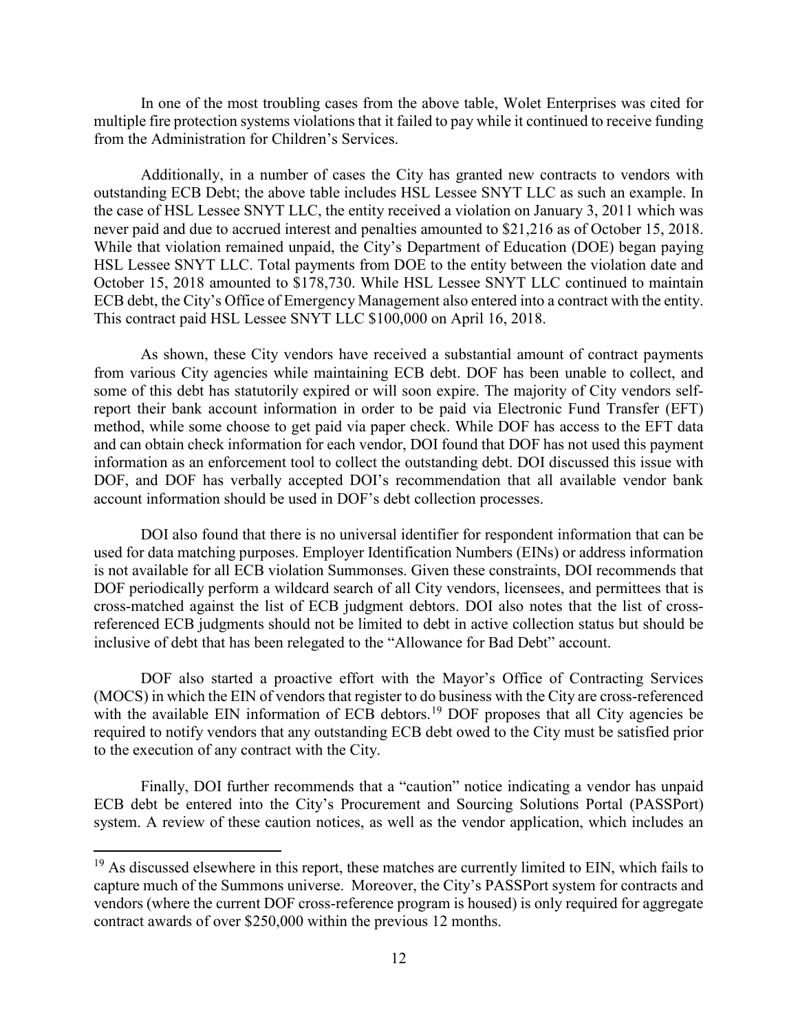In one of the most troubling cases from the above table, Wolet Enterprises was cited for multiple fire protection systems violations that it failed to pay while it continued to receive funding from the Administration for Children's Services.

Additionally, in a number of cases the City has granted new contracts to vendors with outstanding ECB Debt; the above table includes HSL Lessee SNYT LLC as such an example. In the case of HSL Lessee SNYT LLC, the entity received a violation on January 3, 2011 which was never paid and due to accrued interest and penalties amounted to $21,216 as of October 15, 2018. While that violation remained unpaid, the City's Department of Education (DOE) began paying HSL Lessee SNYT LLC. Total payments from DOE to the entity between the violation date and October 15, 2018 amounted to $178,730. While HSL Lessee SNYT LLC continued to maintain ECB debt, the City's Office of Emergency Management also entered into a contract with the entity. This contract paid HSL Lessee SNYT LLC $100,000 on April 16, 2018.

As shown, these City vendors have received a substantial amount of contract payments from various City agencies while maintaining ECB debt. DOF has been unable to collect, and some of this debt has statutorily expired or will soon expire. The majority of City vendors self-report their bank account information in order to be paid via Electronic Fund Transfer (EFT) method, while some choose to get paid via paper check. While DOF has access to the EFT data and can obtain check information for each vendor, DOI found that DOF has not used this payment information as an enforcement tool to collect the outstanding debt. DOI discussed this issue with DOF, and DOF has verbally accepted DOI's recommendation that all available vendor bank account information should be used in DOF's debt collection processes.

DOI also found that there is no universal identifier for respondent information that can be used for data matching purposes. Employer Identification Numbers (EINs) or address information is not available for all ECB violation Summonses. Given these constraints, DOI recommends that DOF periodically perform a wildcard search of all City vendors, licensees, and permittees that is cross-matched against the list of ECB judgment debtors. DOI also notes that the list of cross-referenced ECB judgments should not be limited to debt in active collection status but should be inclusive of debt that has been relegated to the "Allowance for Bad Debt" account.

DOF also started a proactive effort with the Mayor's Office of Contracting Services (MOCS) in which the EIN of vendors that register to do business with the City are cross-referenced with the available EIN information of ECB debtors.[19] DOF proposes that all City agencies be required to notify vendors that any outstanding ECB debt owed to the City must be satisfied prior to the execution of any contract with the City.

Finally, DOI further recommends that a "caution" notice indicating a vendor has unpaid ECB debt be entered into the City's Procurement and Sourcing Solutions Portal (PASSPort) system. A review of these caution notices, as well as the vendor application, which includes an

---

[19] As discussed elsewhere in this report, these matches are currently limited to EIN, which fails to capture much of the Summons universe. Moreover, the City's PASSPort system for contracts and vendors (where the current DOF cross-reference program is housed) is only required for aggregate contract awards of over $250,000 within the previous 12 months.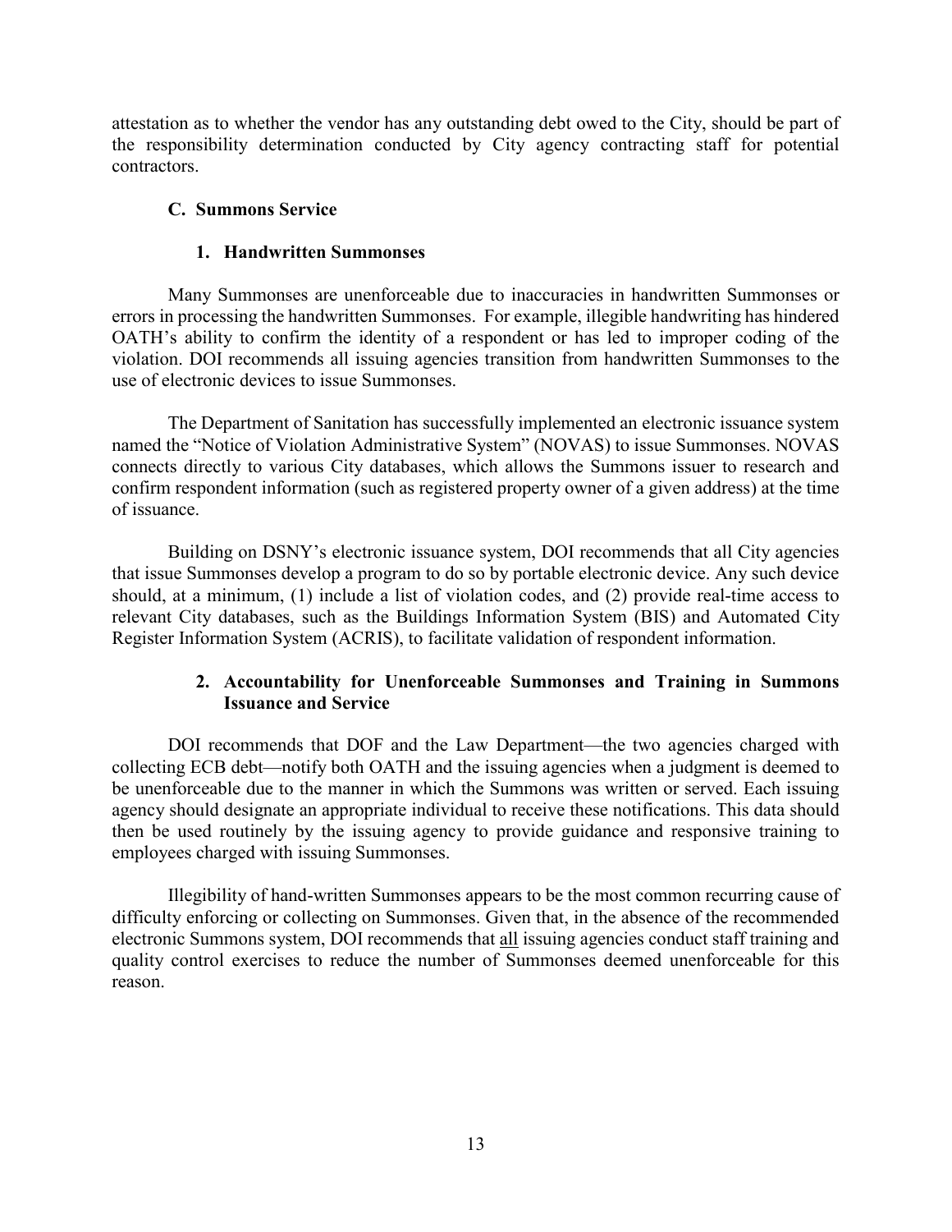attestation as to whether the vendor has any outstanding debt owed to the City, should be part of the responsibility determination conducted by City agency contracting staff for potential contractors.

### C. Summons Service

#### 1. Handwritten Summonses

Many Summonses are unenforceable due to inaccuracies in handwritten Summonses or errors in processing the handwritten Summonses. For example, illegible handwriting has hindered OATH's ability to confirm the identity of a respondent or has led to improper coding of the violation. DOI recommends all issuing agencies transition from handwritten Summonses to the use of electronic devices to issue Summonses.

The Department of Sanitation has successfully implemented an electronic issuance system named the "Notice of Violation Administrative System" (NOVAS) to issue Summonses. NOVAS connects directly to various City databases, which allows the Summons issuer to research and confirm respondent information (such as registered property owner of a given address) at the time of issuance.

Building on DSNY's electronic issuance system, DOI recommends that all City agencies that issue Summonses develop a program to do so by portable electronic device. Any such device should, at a minimum, (1) include a list of violation codes, and (2) provide real-time access to relevant City databases, such as the Buildings Information System (BIS) and Automated City Register Information System (ACRIS), to facilitate validation of respondent information.

#### 2. Accountability for Unenforceable Summonses and Training in Summons Issuance and Service

DOI recommends that DOF and the Law Department—the two agencies charged with collecting ECB debt—notify both OATH and the issuing agencies when a judgment is deemed to be unenforceable due to the manner in which the Summons was written or served. Each issuing agency should designate an appropriate individual to receive these notifications. This data should then be used routinely by the issuing agency to provide guidance and responsive training to employees charged with issuing Summonses.

Illegibility of hand-written Summonses appears to be the most common recurring cause of difficulty enforcing or collecting on Summonses. Given that, in the absence of the recommended electronic Summons system, DOI recommends that <u>all</u> issuing agencies conduct staff training and quality control exercises to reduce the number of Summonses deemed unenforceable for this reason.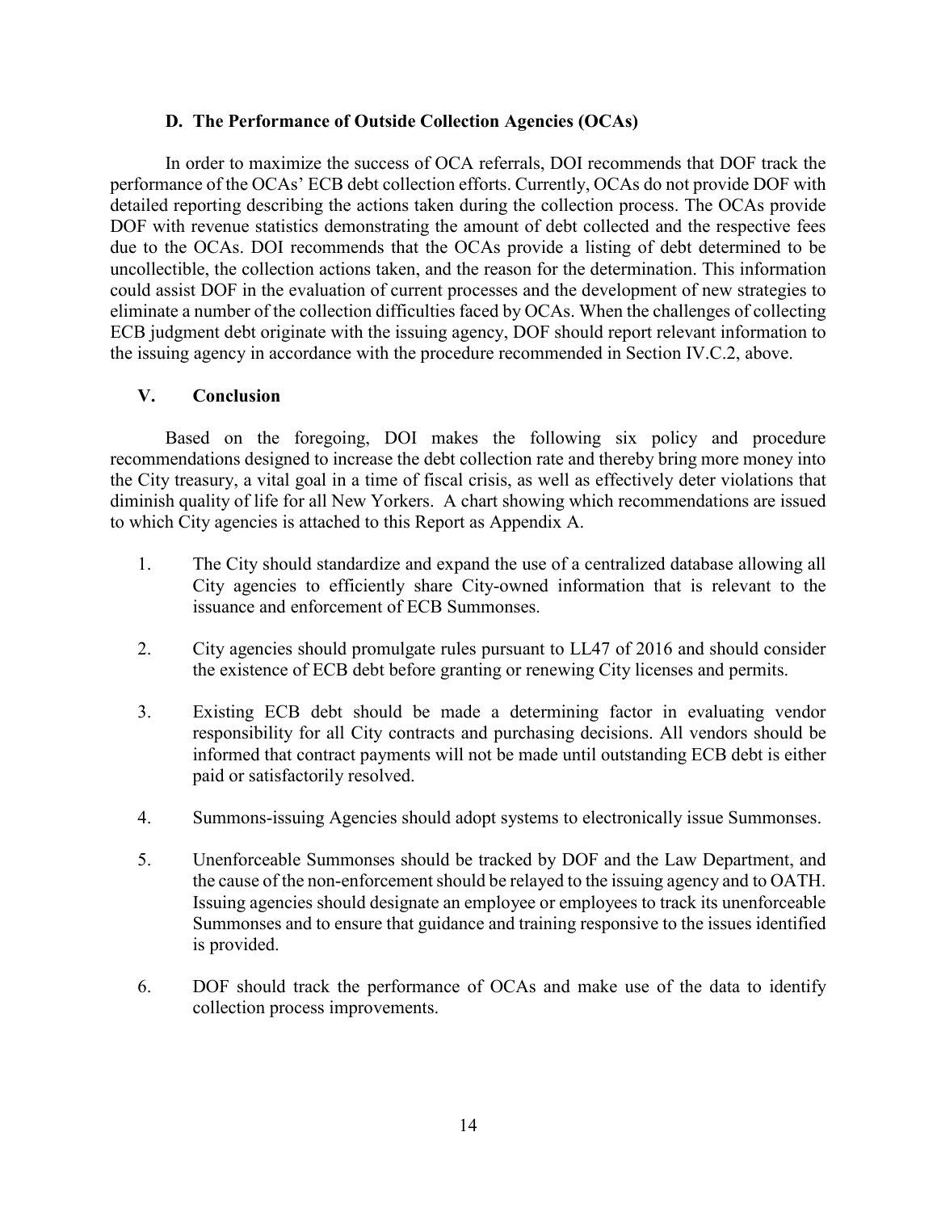### D. The Performance of Outside Collection Agencies (OCAs)

In order to maximize the success of OCA referrals, DOI recommends that DOF track the performance of the OCAs' ECB debt collection efforts. Currently, OCAs do not provide DOF with detailed reporting describing the actions taken during the collection process. The OCAs provide DOF with revenue statistics demonstrating the amount of debt collected and the respective fees due to the OCAs. DOI recommends that the OCAs provide a listing of debt determined to be uncollectible, the collection actions taken, and the reason for the determination. This information could assist DOF in the evaluation of current processes and the development of new strategies to eliminate a number of the collection difficulties faced by OCAs. When the challenges of collecting ECB judgment debt originate with the issuing agency, DOF should report relevant information to the issuing agency in accordance with the procedure recommended in Section IV.C.2, above.

## V. Conclusion

Based on the foregoing, DOI makes the following six policy and procedure recommendations designed to increase the debt collection rate and thereby bring more money into the City treasury, a vital goal in a time of fiscal crisis, as well as effectively deter violations that diminish quality of life for all New Yorkers. A chart showing which recommendations are issued to which City agencies is attached to this Report as Appendix A.

1. The City should standardize and expand the use of a centralized database allowing all City agencies to efficiently share City-owned information that is relevant to the issuance and enforcement of ECB Summonses.

2. City agencies should promulgate rules pursuant to LL47 of 2016 and should consider the existence of ECB debt before granting or renewing City licenses and permits.

3. Existing ECB debt should be made a determining factor in evaluating vendor responsibility for all City contracts and purchasing decisions. All vendors should be informed that contract payments will not be made until outstanding ECB debt is either paid or satisfactorily resolved.

4. Summons-issuing Agencies should adopt systems to electronically issue Summonses.

5. Unenforceable Summonses should be tracked by DOF and the Law Department, and the cause of the non-enforcement should be relayed to the issuing agency and to OATH. Issuing agencies should designate an employee or employees to track its unenforceable Summonses and to ensure that guidance and training responsive to the issues identified is provided.

6. DOF should track the performance of OCAs and make use of the data to identify collection process improvements.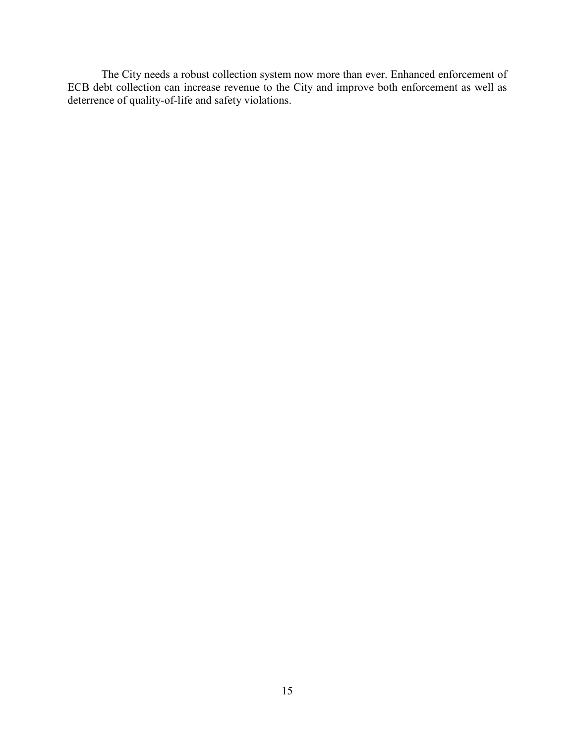The City needs a robust collection system now more than ever. Enhanced enforcement of ECB debt collection can increase revenue to the City and improve both enforcement as well as deterrence of quality-of-life and safety violations.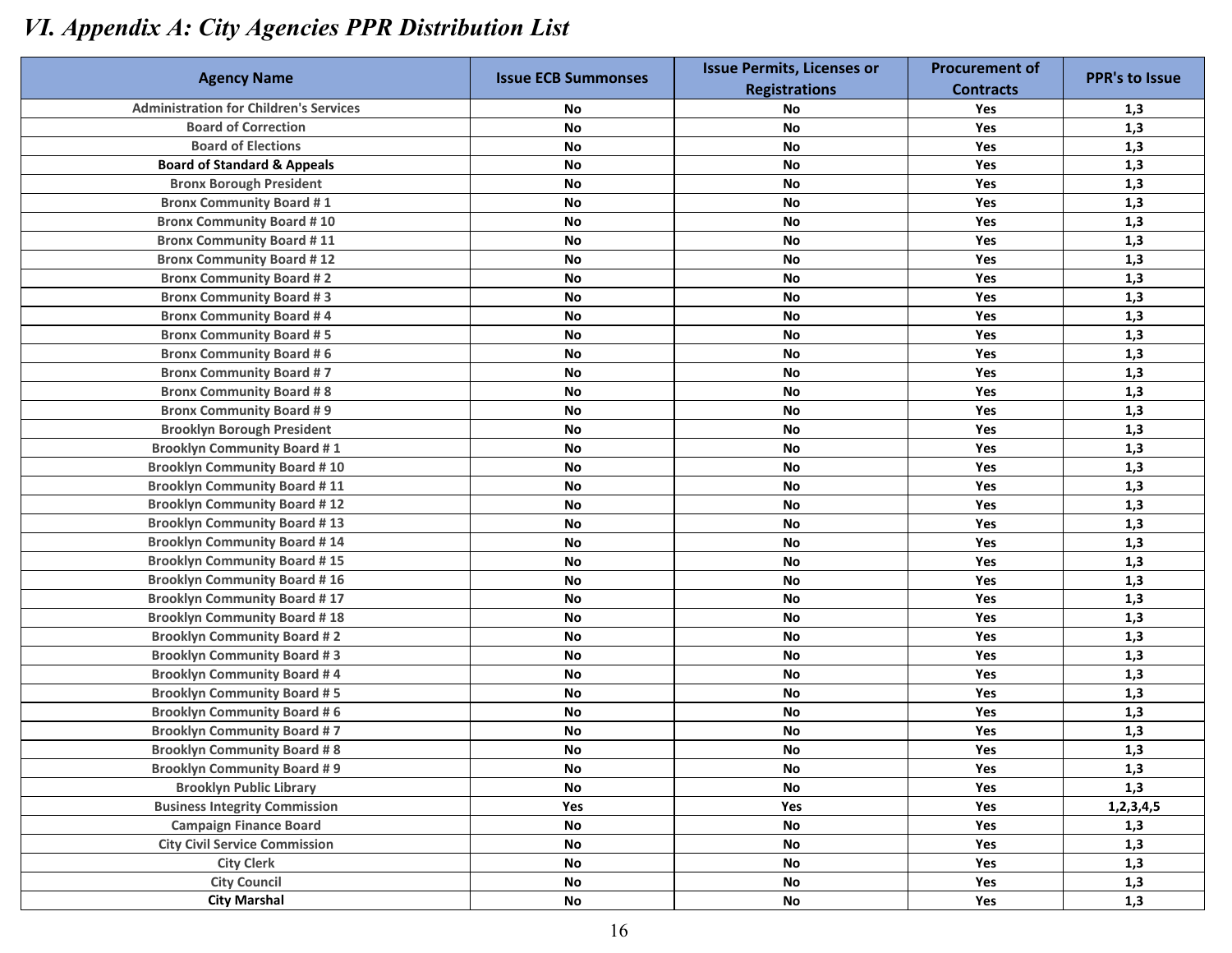# VI. Appendix A: City Agencies PPR Distribution List

| Agency Name | Issue ECB Summonses | Issue Permits, Licenses or Registrations | Procurement of Contracts | PPR's to Issue |
|---|---|---|---|---|
| Administration for Children's Services | No | No | Yes | 1,3 |
| Board of Correction | No | No | Yes | 1,3 |
| Board of Elections | No | No | Yes | 1,3 |
| Board of Standard & Appeals | No | No | Yes | 1,3 |
| Bronx Borough President | No | No | Yes | 1,3 |
| Bronx Community Board # 1 | No | No | Yes | 1,3 |
| Bronx Community Board # 10 | No | No | Yes | 1,3 |
| Bronx Community Board # 11 | No | No | Yes | 1,3 |
| Bronx Community Board # 12 | No | No | Yes | 1,3 |
| Bronx Community Board # 2 | No | No | Yes | 1,3 |
| Bronx Community Board # 3 | No | No | Yes | 1,3 |
| Bronx Community Board # 4 | No | No | Yes | 1,3 |
| Bronx Community Board # 5 | No | No | Yes | 1,3 |
| Bronx Community Board # 6 | No | No | Yes | 1,3 |
| Bronx Community Board # 7 | No | No | Yes | 1,3 |
| Bronx Community Board # 8 | No | No | Yes | 1,3 |
| Bronx Community Board # 9 | No | No | Yes | 1,3 |
| Brooklyn Borough President | No | No | Yes | 1,3 |
| Brooklyn Community Board # 1 | No | No | Yes | 1,3 |
| Brooklyn Community Board # 10 | No | No | Yes | 1,3 |
| Brooklyn Community Board # 11 | No | No | Yes | 1,3 |
| Brooklyn Community Board # 12 | No | No | Yes | 1,3 |
| Brooklyn Community Board # 13 | No | No | Yes | 1,3 |
| Brooklyn Community Board # 14 | No | No | Yes | 1,3 |
| Brooklyn Community Board # 15 | No | No | Yes | 1,3 |
| Brooklyn Community Board # 16 | No | No | Yes | 1,3 |
| Brooklyn Community Board # 17 | No | No | Yes | 1,3 |
| Brooklyn Community Board # 18 | No | No | Yes | 1,3 |
| Brooklyn Community Board # 2 | No | No | Yes | 1,3 |
| Brooklyn Community Board # 3 | No | No | Yes | 1,3 |
| Brooklyn Community Board # 4 | No | No | Yes | 1,3 |
| Brooklyn Community Board # 5 | No | No | Yes | 1,3 |
| Brooklyn Community Board # 6 | No | No | Yes | 1,3 |
| Brooklyn Community Board # 7 | No | No | Yes | 1,3 |
| Brooklyn Community Board # 8 | No | No | Yes | 1,3 |
| Brooklyn Community Board # 9 | No | No | Yes | 1,3 |
| Brooklyn Public Library | No | No | Yes | 1,3 |
| Business Integrity Commission | Yes | Yes | Yes | 1,2,3,4,5 |
| Campaign Finance Board | No | No | Yes | 1,3 |
| City Civil Service Commission | No | No | Yes | 1,3 |
| City Clerk | No | No | Yes | 1,3 |
| City Council | No | No | Yes | 1,3 |
| City Marshal | No | No | Yes | 1,3 |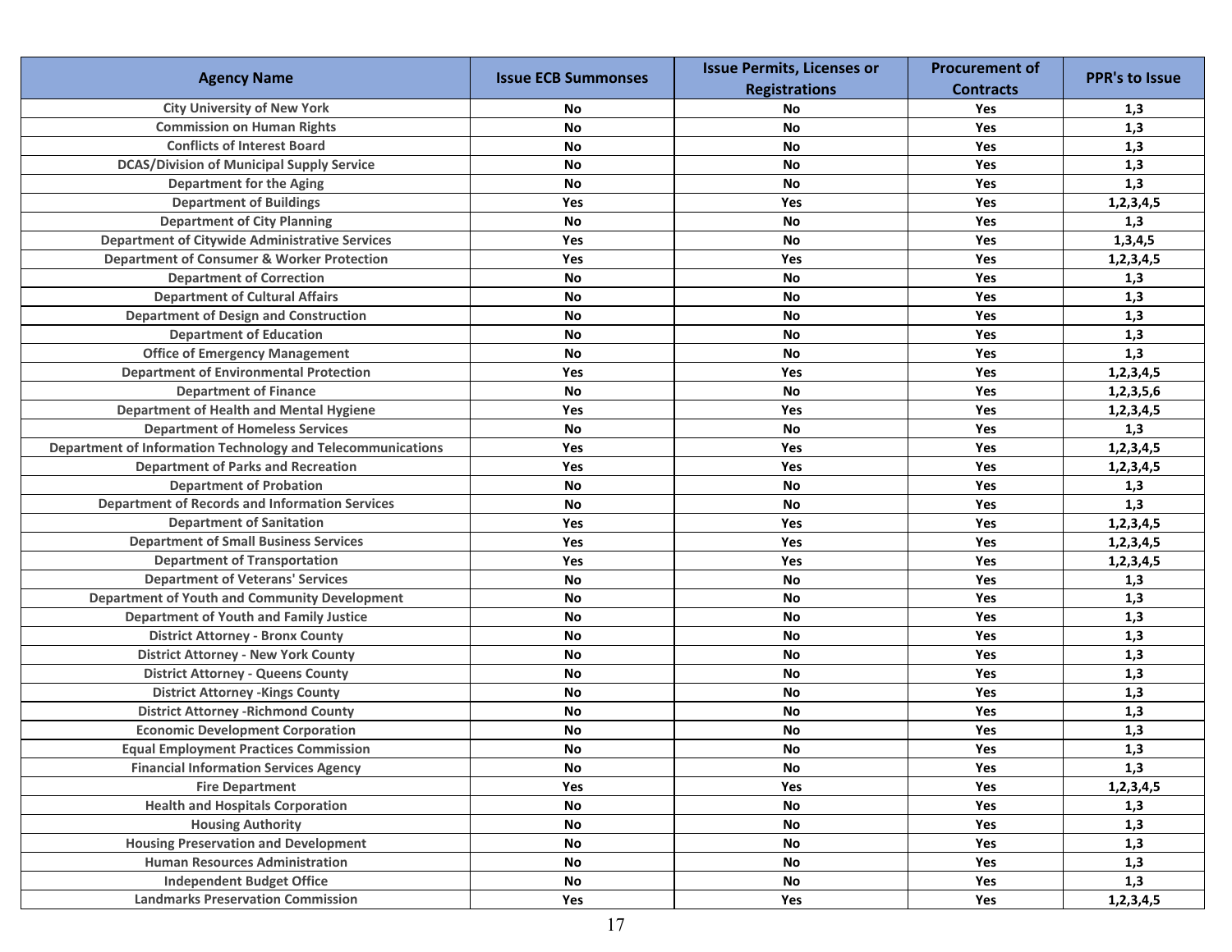| Agency Name | Issue ECB Summonses | Issue Permits, Licenses or Registrations | Procurement of Contracts | PPR's to Issue |
|---|---|---|---|---|
| City University of New York | No | No | Yes | 1,3 |
| Commission on Human Rights | No | No | Yes | 1,3 |
| Conflicts of Interest Board | No | No | Yes | 1,3 |
| DCAS/Division of Municipal Supply Service | No | No | Yes | 1,3 |
| Department for the Aging | No | No | Yes | 1,3 |
| Department of Buildings | Yes | Yes | Yes | 1,2,3,4,5 |
| Department of City Planning | No | No | Yes | 1,3 |
| Department of Citywide Administrative Services | Yes | No | Yes | 1,3,4,5 |
| Department of Consumer & Worker Protection | Yes | Yes | Yes | 1,2,3,4,5 |
| Department of Correction | No | No | Yes | 1,3 |
| Department of Cultural Affairs | No | No | Yes | 1,3 |
| Department of Design and Construction | No | No | Yes | 1,3 |
| Department of Education | No | No | Yes | 1,3 |
| Office of Emergency Management | No | No | Yes | 1,3 |
| Department of Environmental Protection | Yes | Yes | Yes | 1,2,3,4,5 |
| Department of Finance | No | No | Yes | 1,2,3,5,6 |
| Department of Health and Mental Hygiene | Yes | Yes | Yes | 1,2,3,4,5 |
| Department of Homeless Services | No | No | Yes | 1,3 |
| Department of Information Technology and Telecommunications | Yes | Yes | Yes | 1,2,3,4,5 |
| Department of Parks and Recreation | Yes | Yes | Yes | 1,2,3,4,5 |
| Department of Probation | No | No | Yes | 1,3 |
| Department of Records and Information Services | No | No | Yes | 1,3 |
| Department of Sanitation | Yes | Yes | Yes | 1,2,3,4,5 |
| Department of Small Business Services | Yes | Yes | Yes | 1,2,3,4,5 |
| Department of Transportation | Yes | Yes | Yes | 1,2,3,4,5 |
| Department of Veterans' Services | No | No | Yes | 1,3 |
| Department of Youth and Community Development | No | No | Yes | 1,3 |
| Department of Youth and Family Justice | No | No | Yes | 1,3 |
| District Attorney - Bronx County | No | No | Yes | 1,3 |
| District Attorney - New York County | No | No | Yes | 1,3 |
| District Attorney - Queens County | No | No | Yes | 1,3 |
| District Attorney -Kings County | No | No | Yes | 1,3 |
| District Attorney -Richmond County | No | No | Yes | 1,3 |
| Economic Development Corporation | No | No | Yes | 1,3 |
| Equal Employment Practices Commission | No | No | Yes | 1,3 |
| Financial Information Services Agency | No | No | Yes | 1,3 |
| Fire Department | Yes | Yes | Yes | 1,2,3,4,5 |
| Health and Hospitals Corporation | No | No | Yes | 1,3 |
| Housing Authority | No | No | Yes | 1,3 |
| Housing Preservation and Development | No | No | Yes | 1,3 |
| Human Resources Administration | No | No | Yes | 1,3 |
| Independent Budget Office | No | No | Yes | 1,3 |
| Landmarks Preservation Commission | Yes | Yes | Yes | 1,2,3,4,5 |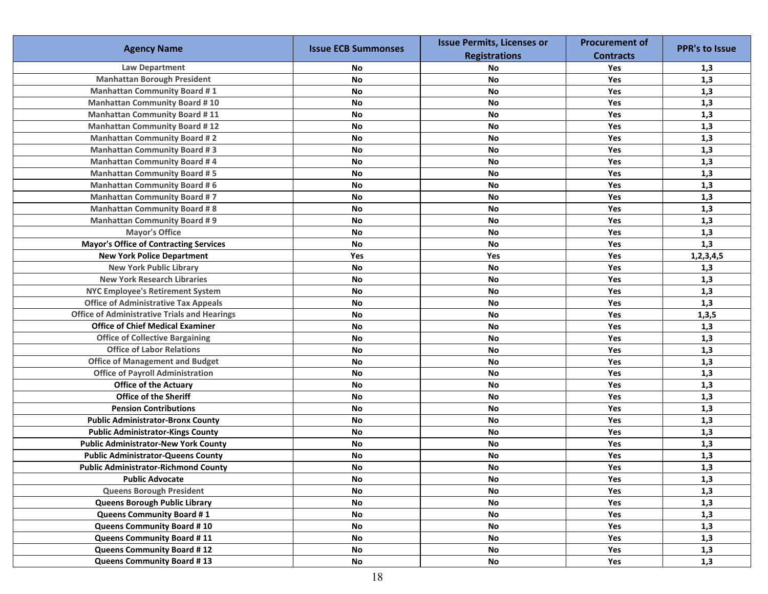| Agency Name | Issue ECB Summonses | Issue Permits, Licenses or Registrations | Procurement of Contracts | PPR's to Issue |
|---|---|---|---|---|
| Law Department | No | No | Yes | 1,3 |
| Manhattan Borough President | No | No | Yes | 1,3 |
| Manhattan Community Board # 1 | No | No | Yes | 1,3 |
| Manhattan Community Board # 10 | No | No | Yes | 1,3 |
| Manhattan Community Board # 11 | No | No | Yes | 1,3 |
| Manhattan Community Board # 12 | No | No | Yes | 1,3 |
| Manhattan Community Board # 2 | No | No | Yes | 1,3 |
| Manhattan Community Board # 3 | No | No | Yes | 1,3 |
| Manhattan Community Board # 4 | No | No | Yes | 1,3 |
| Manhattan Community Board # 5 | No | No | Yes | 1,3 |
| Manhattan Community Board # 6 | No | No | Yes | 1,3 |
| Manhattan Community Board # 7 | No | No | Yes | 1,3 |
| Manhattan Community Board # 8 | No | No | Yes | 1,3 |
| Manhattan Community Board # 9 | No | No | Yes | 1,3 |
| Mayor's Office | No | No | Yes | 1,3 |
| Mayor's Office of Contracting Services | No | No | Yes | 1,3 |
| New York Police Department | Yes | Yes | Yes | 1,2,3,4,5 |
| New York Public Library | No | No | Yes | 1,3 |
| New York Research Libraries | No | No | Yes | 1,3 |
| NYC Employee's Retirement System | No | No | Yes | 1,3 |
| Office of Administrative Tax Appeals | No | No | Yes | 1,3 |
| Office of Administrative Trials and Hearings | No | No | Yes | 1,3,5 |
| Office of Chief Medical Examiner | No | No | Yes | 1,3 |
| Office of Collective Bargaining | No | No | Yes | 1,3 |
| Office of Labor Relations | No | No | Yes | 1,3 |
| Office of Management and Budget | No | No | Yes | 1,3 |
| Office of Payroll Administration | No | No | Yes | 1,3 |
| Office of the Actuary | No | No | Yes | 1,3 |
| Office of the Sheriff | No | No | Yes | 1,3 |
| Pension Contributions | No | No | Yes | 1,3 |
| Public Administrator-Bronx County | No | No | Yes | 1,3 |
| Public Administrator-Kings County | No | No | Yes | 1,3 |
| Public Administrator-New York County | No | No | Yes | 1,3 |
| Public Administrator-Queens County | No | No | Yes | 1,3 |
| Public Administrator-Richmond County | No | No | Yes | 1,3 |
| Public Advocate | No | No | Yes | 1,3 |
| Queens Borough President | No | No | Yes | 1,3 |
| Queens Borough Public Library | No | No | Yes | 1,3 |
| Queens Community Board # 1 | No | No | Yes | 1,3 |
| Queens Community Board # 10 | No | No | Yes | 1,3 |
| Queens Community Board # 11 | No | No | Yes | 1,3 |
| Queens Community Board # 12 | No | No | Yes | 1,3 |
| Queens Community Board # 13 | No | No | Yes | 1,3 |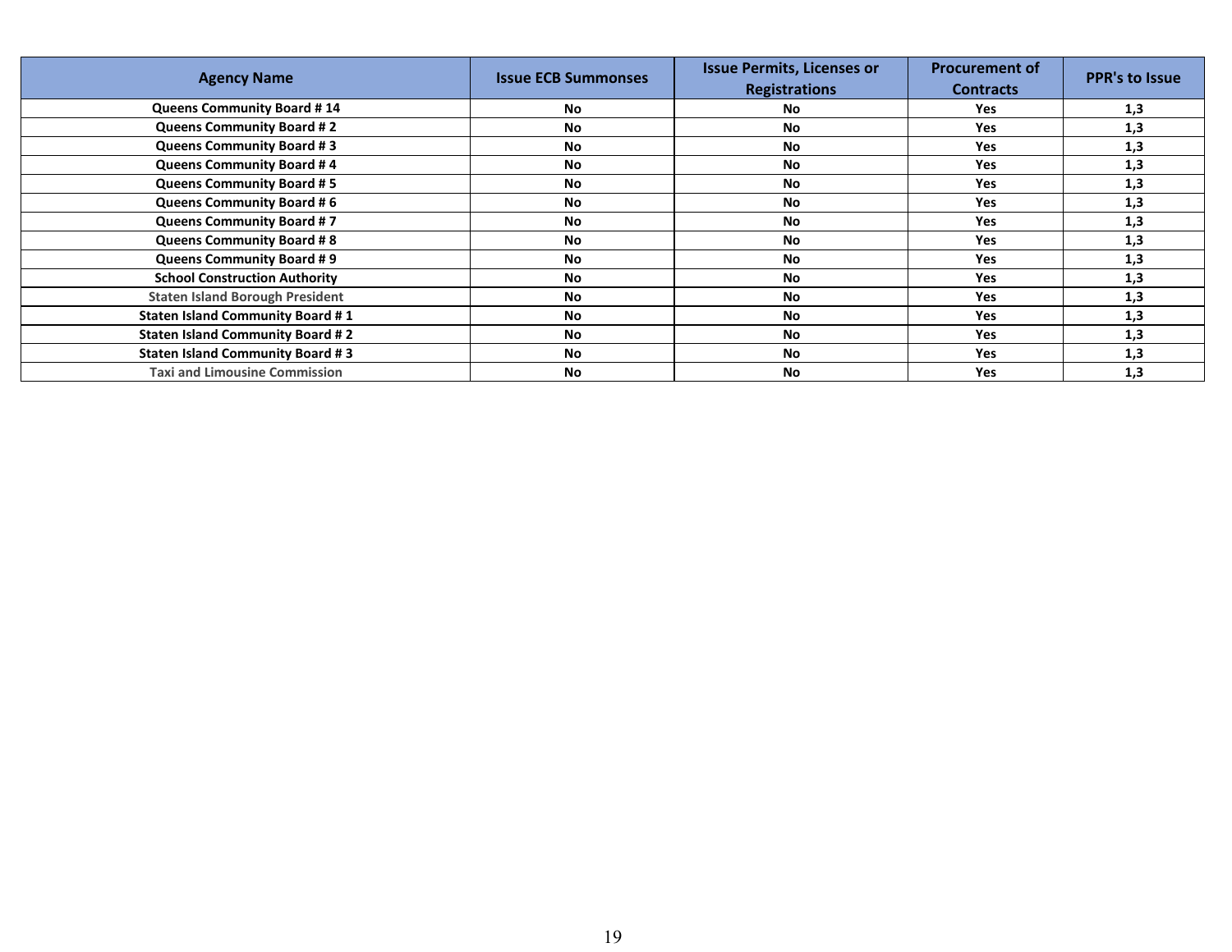| Agency Name | Issue ECB Summonses | Issue Permits, Licenses or Registrations | Procurement of Contracts | PPR's to Issue |
|---|---|---|---|---|
| Queens Community Board # 14 | No | No | Yes | 1,3 |
| Queens Community Board # 2 | No | No | Yes | 1,3 |
| Queens Community Board # 3 | No | No | Yes | 1,3 |
| Queens Community Board # 4 | No | No | Yes | 1,3 |
| Queens Community Board # 5 | No | No | Yes | 1,3 |
| Queens Community Board # 6 | No | No | Yes | 1,3 |
| Queens Community Board # 7 | No | No | Yes | 1,3 |
| Queens Community Board # 8 | No | No | Yes | 1,3 |
| Queens Community Board # 9 | No | No | Yes | 1,3 |
| School Construction Authority | No | No | Yes | 1,3 |
| Staten Island Borough President | No | No | Yes | 1,3 |
| Staten Island Community Board # 1 | No | No | Yes | 1,3 |
| Staten Island Community Board # 2 | No | No | Yes | 1,3 |
| Staten Island Community Board # 3 | No | No | Yes | 1,3 |
| Taxi and Limousine Commission | No | No | Yes | 1,3 |